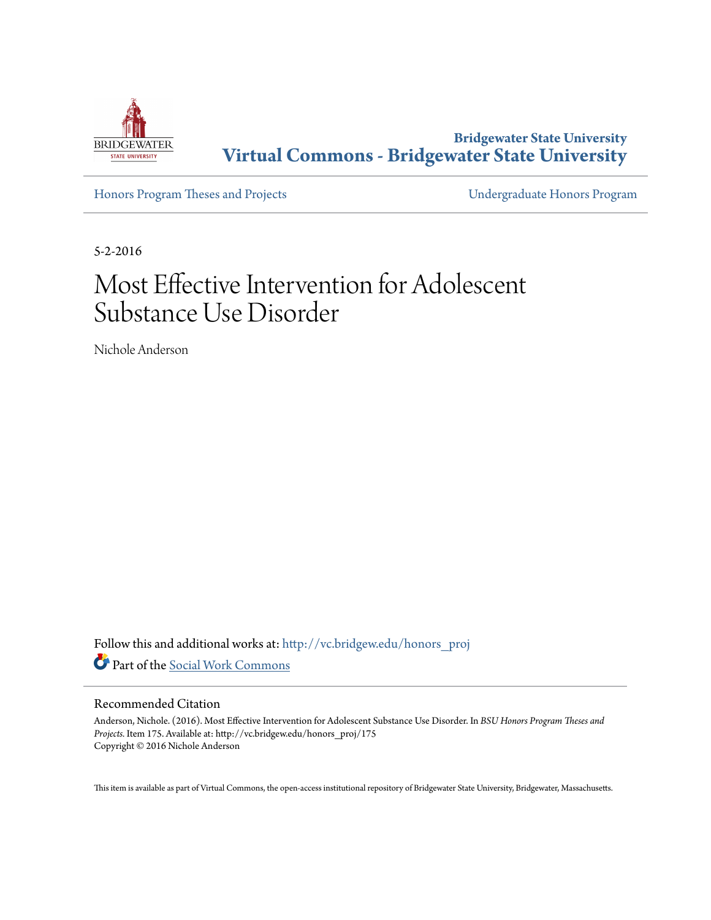Bridgewater State University
# Virtual Commons - Bridgewater State University

Honors Program Theses and Projects

Undergraduate Honors Program

5-2-2016

# Most Effective Intervention for Adolescent Substance Use Disorder

Nichole Anderson

Follow this and additional works at: http://vc.bridgew.edu/honors_proj

Part of the Social Work Commons

## Recommended Citation

Anderson, Nichole. (2016). Most Effective Intervention for Adolescent Substance Use Disorder. In *BSU Honors Program Theses and Projects.* Item 175. Available at: http://vc.bridgew.edu/honors_proj/175
Copyright © 2016 Nichole Anderson

This item is available as part of Virtual Commons, the open-access institutional repository of Bridgewater State University, Bridgewater, Massachusetts.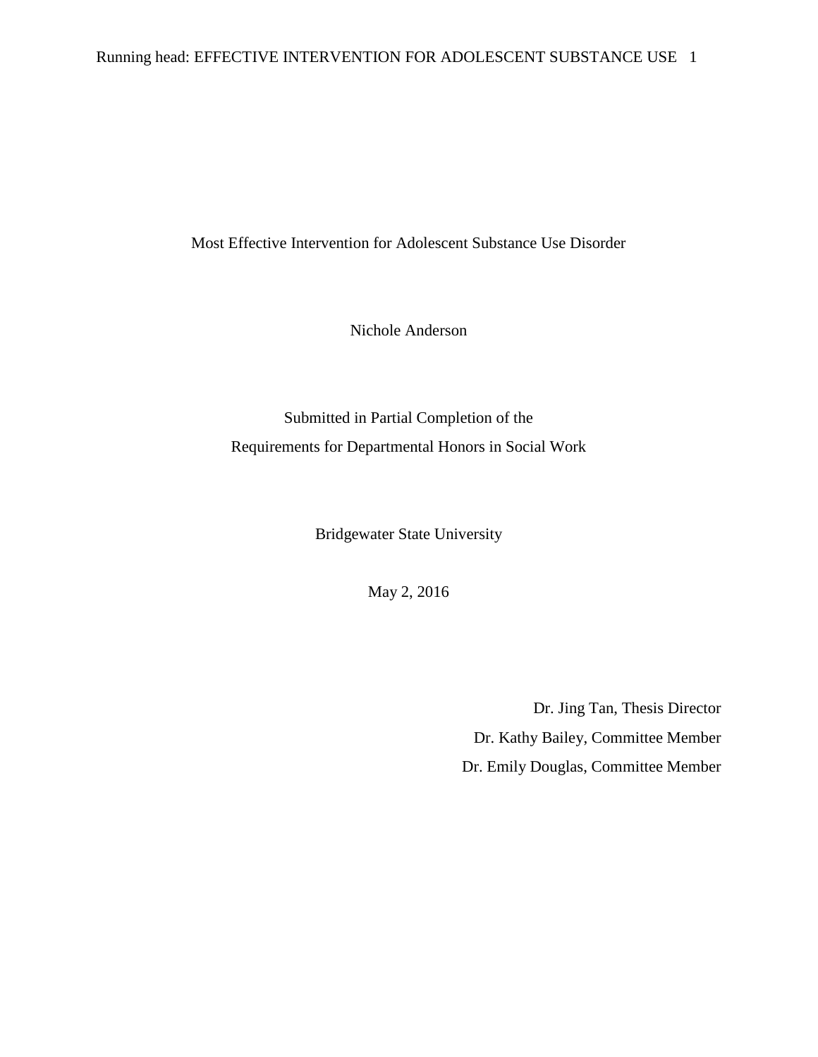# Most Effective Intervention for Adolescent Substance Use Disorder

Nichole Anderson

Submitted in Partial Completion of the
Requirements for Departmental Honors in Social Work

Bridgewater State University

May 2, 2016

Dr. Jing Tan, Thesis Director
Dr. Kathy Bailey, Committee Member
Dr. Emily Douglas, Committee Member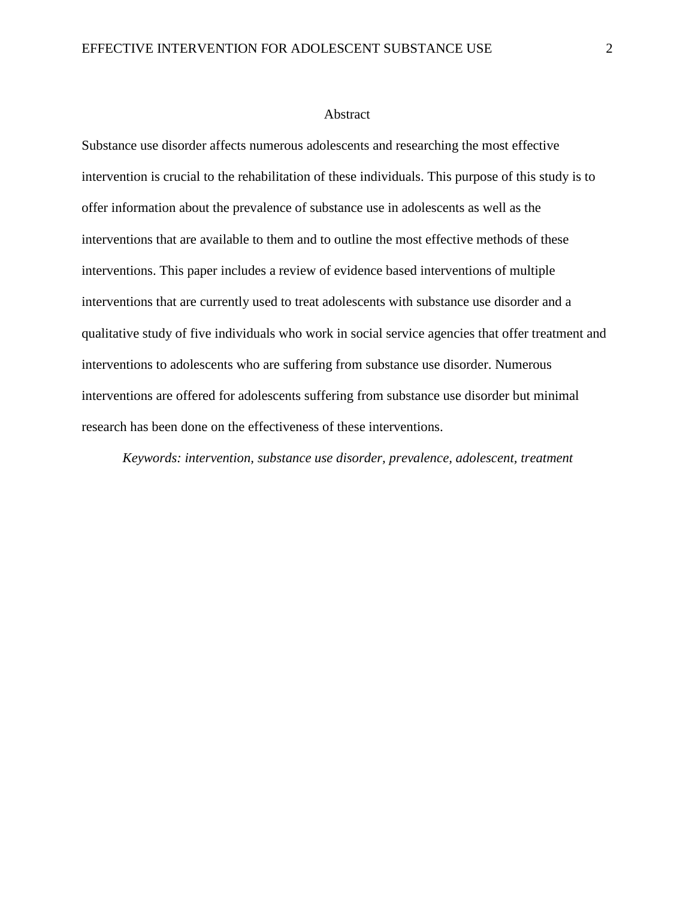# Abstract

Substance use disorder affects numerous adolescents and researching the most effective intervention is crucial to the rehabilitation of these individuals. This purpose of this study is to offer information about the prevalence of substance use in adolescents as well as the interventions that are available to them and to outline the most effective methods of these interventions. This paper includes a review of evidence based interventions of multiple interventions that are currently used to treat adolescents with substance use disorder and a qualitative study of five individuals who work in social service agencies that offer treatment and interventions to adolescents who are suffering from substance use disorder. Numerous interventions are offered for adolescents suffering from substance use disorder but minimal research has been done on the effectiveness of these interventions.

*Keywords: intervention, substance use disorder, prevalence, adolescent, treatment*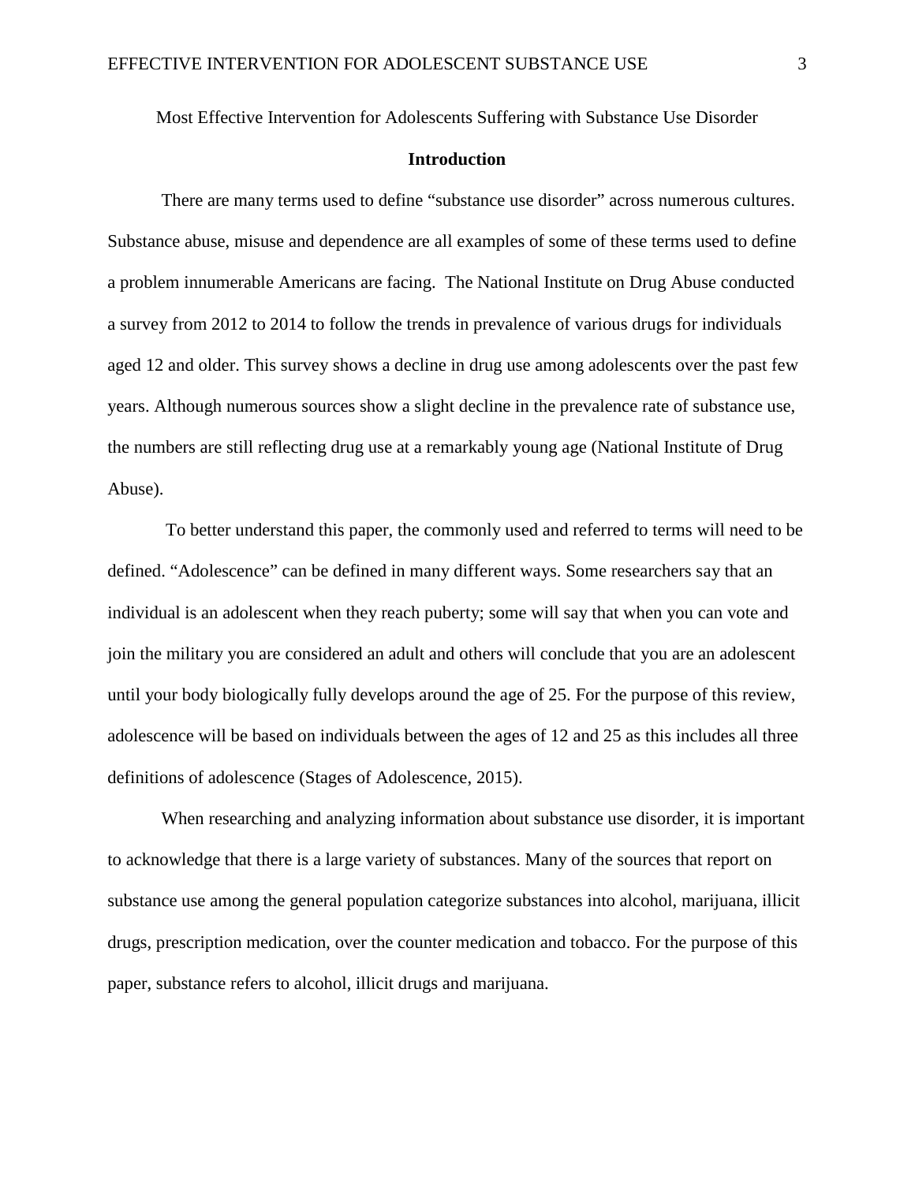Most Effective Intervention for Adolescents Suffering with Substance Use Disorder

## Introduction

There are many terms used to define "substance use disorder" across numerous cultures. Substance abuse, misuse and dependence are all examples of some of these terms used to define a problem innumerable Americans are facing. The National Institute on Drug Abuse conducted a survey from 2012 to 2014 to follow the trends in prevalence of various drugs for individuals aged 12 and older. This survey shows a decline in drug use among adolescents over the past few years. Although numerous sources show a slight decline in the prevalence rate of substance use, the numbers are still reflecting drug use at a remarkably young age (National Institute of Drug Abuse).

To better understand this paper, the commonly used and referred to terms will need to be defined. "Adolescence" can be defined in many different ways. Some researchers say that an individual is an adolescent when they reach puberty; some will say that when you can vote and join the military you are considered an adult and others will conclude that you are an adolescent until your body biologically fully develops around the age of 25. For the purpose of this review, adolescence will be based on individuals between the ages of 12 and 25 as this includes all three definitions of adolescence (Stages of Adolescence, 2015).

When researching and analyzing information about substance use disorder, it is important to acknowledge that there is a large variety of substances. Many of the sources that report on substance use among the general population categorize substances into alcohol, marijuana, illicit drugs, prescription medication, over the counter medication and tobacco. For the purpose of this paper, substance refers to alcohol, illicit drugs and marijuana.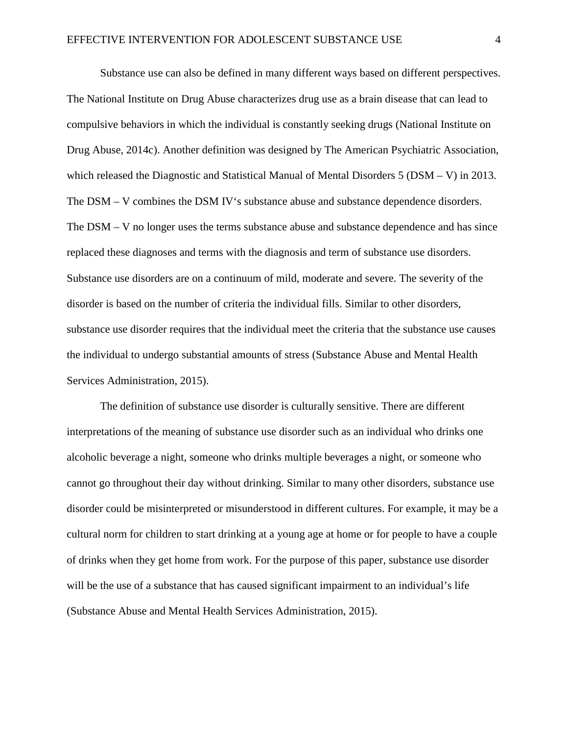Substance use can also be defined in many different ways based on different perspectives. The National Institute on Drug Abuse characterizes drug use as a brain disease that can lead to compulsive behaviors in which the individual is constantly seeking drugs (National Institute on Drug Abuse, 2014c). Another definition was designed by The American Psychiatric Association, which released the Diagnostic and Statistical Manual of Mental Disorders 5 (DSM – V) in 2013. The DSM – V combines the DSM IV's substance abuse and substance dependence disorders. The DSM – V no longer uses the terms substance abuse and substance dependence and has since replaced these diagnoses and terms with the diagnosis and term of substance use disorders. Substance use disorders are on a continuum of mild, moderate and severe. The severity of the disorder is based on the number of criteria the individual fills. Similar to other disorders, substance use disorder requires that the individual meet the criteria that the substance use causes the individual to undergo substantial amounts of stress (Substance Abuse and Mental Health Services Administration, 2015).

The definition of substance use disorder is culturally sensitive. There are different interpretations of the meaning of substance use disorder such as an individual who drinks one alcoholic beverage a night, someone who drinks multiple beverages a night, or someone who cannot go throughout their day without drinking. Similar to many other disorders, substance use disorder could be misinterpreted or misunderstood in different cultures. For example, it may be a cultural norm for children to start drinking at a young age at home or for people to have a couple of drinks when they get home from work. For the purpose of this paper, substance use disorder will be the use of a substance that has caused significant impairment to an individual's life (Substance Abuse and Mental Health Services Administration, 2015).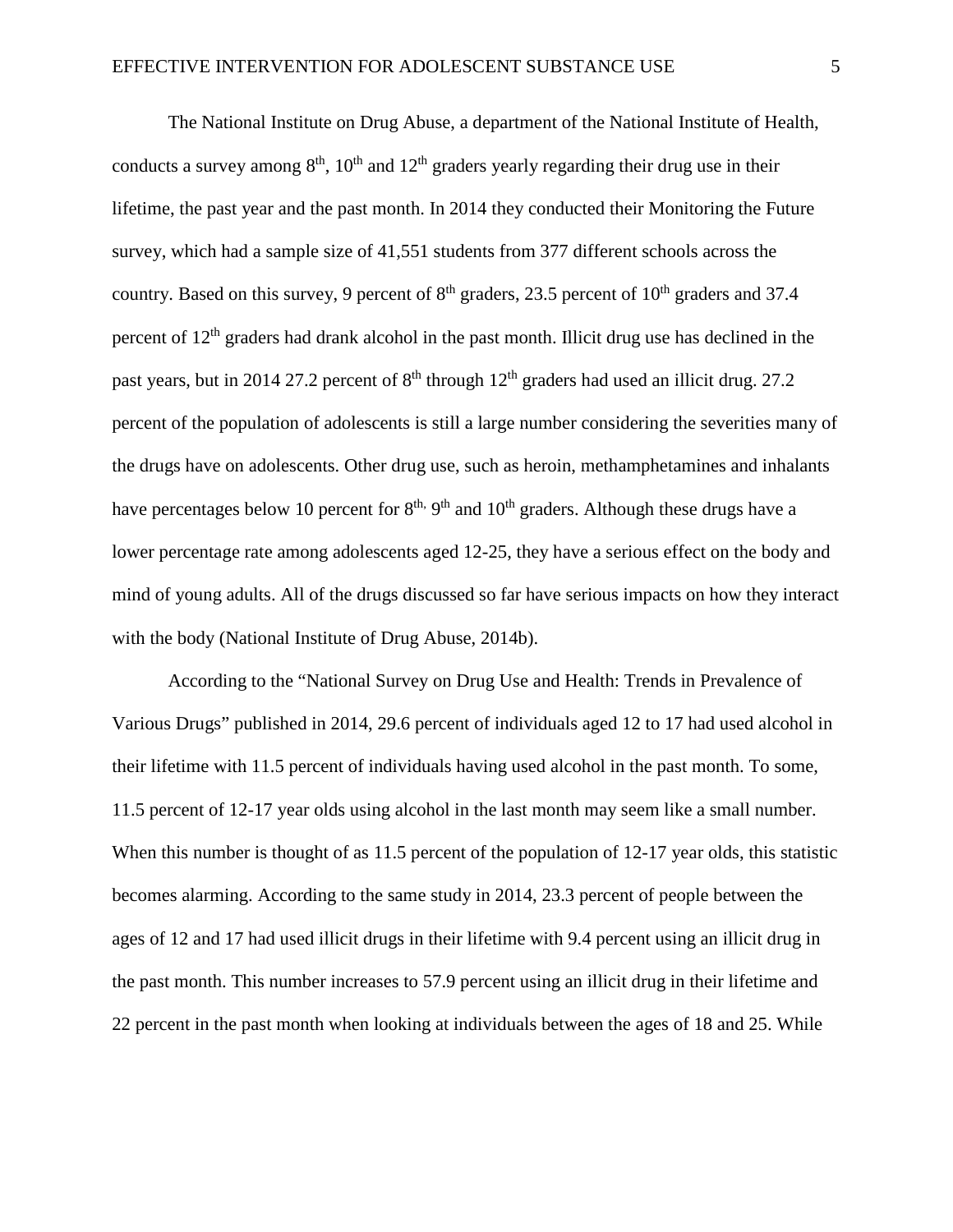The National Institute on Drug Abuse, a department of the National Institute of Health, conducts a survey among 8th, 10th and 12th graders yearly regarding their drug use in their lifetime, the past year and the past month. In 2014 they conducted their Monitoring the Future survey, which had a sample size of 41,551 students from 377 different schools across the country. Based on this survey, 9 percent of 8th graders, 23.5 percent of 10th graders and 37.4 percent of 12th graders had drank alcohol in the past month. Illicit drug use has declined in the past years, but in 2014 27.2 percent of 8th through 12th graders had used an illicit drug. 27.2 percent of the population of adolescents is still a large number considering the severities many of the drugs have on adolescents. Other drug use, such as heroin, methamphetamines and inhalants have percentages below 10 percent for 8th, 9th and 10th graders. Although these drugs have a lower percentage rate among adolescents aged 12-25, they have a serious effect on the body and mind of young adults. All of the drugs discussed so far have serious impacts on how they interact with the body (National Institute of Drug Abuse, 2014b).

According to the "National Survey on Drug Use and Health: Trends in Prevalence of Various Drugs" published in 2014, 29.6 percent of individuals aged 12 to 17 had used alcohol in their lifetime with 11.5 percent of individuals having used alcohol in the past month. To some, 11.5 percent of 12-17 year olds using alcohol in the last month may seem like a small number. When this number is thought of as 11.5 percent of the population of 12-17 year olds, this statistic becomes alarming. According to the same study in 2014, 23.3 percent of people between the ages of 12 and 17 had used illicit drugs in their lifetime with 9.4 percent using an illicit drug in the past month. This number increases to 57.9 percent using an illicit drug in their lifetime and 22 percent in the past month when looking at individuals between the ages of 18 and 25. While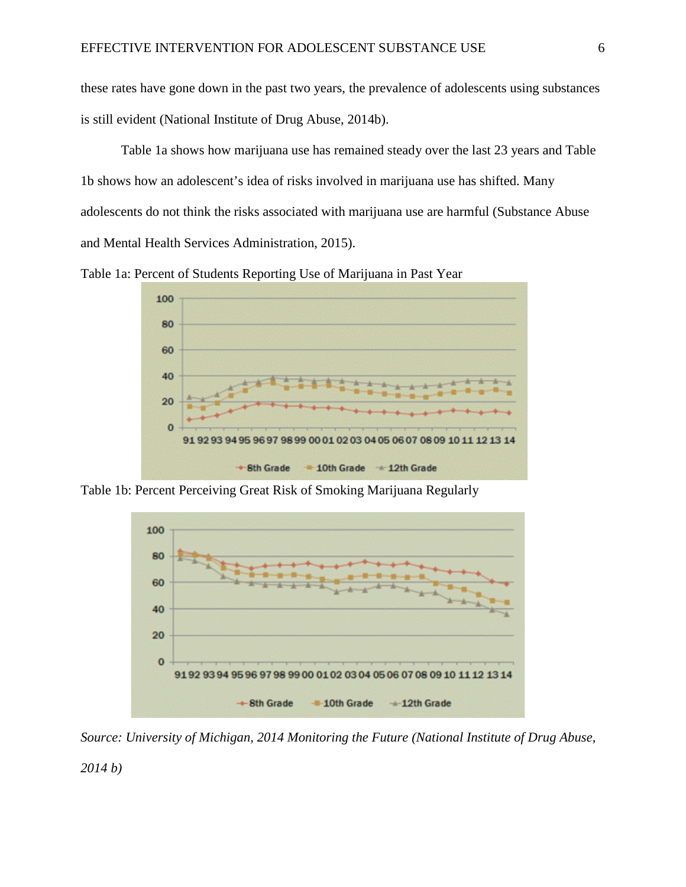these rates have gone down in the past two years, the prevalence of adolescents using substances is still evident (National Institute of Drug Abuse, 2014b).

Table 1a shows how marijuana use has remained steady over the last 23 years and Table 1b shows how an adolescent's idea of risks involved in marijuana use has shifted. Many adolescents do not think the risks associated with marijuana use are harmful (Substance Abuse and Mental Health Services Administration, 2015).

Table 1a: Percent of Students Reporting Use of Marijuana in Past Year

Table 1b: Percent Perceiving Great Risk of Smoking Marijuana Regularly

*Source: University of Michigan, 2014 Monitoring the Future (National Institute of Drug Abuse, 2014 b)*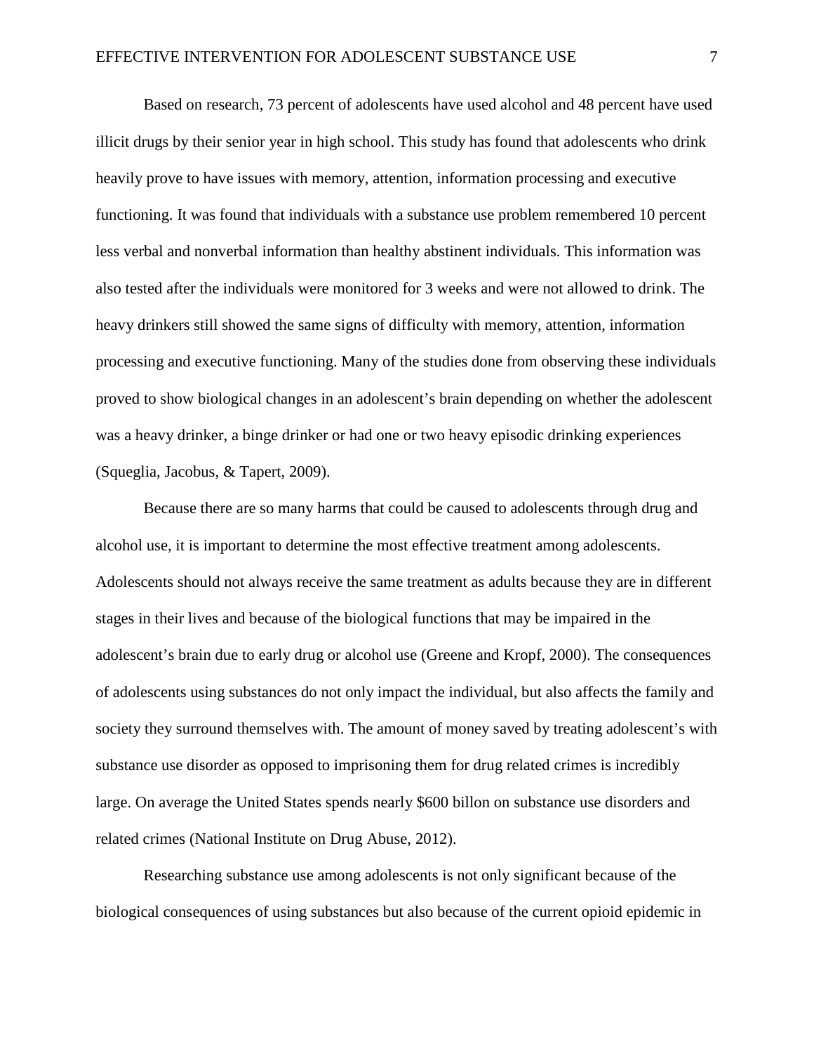Based on research, 73 percent of adolescents have used alcohol and 48 percent have used illicit drugs by their senior year in high school. This study has found that adolescents who drink heavily prove to have issues with memory, attention, information processing and executive functioning. It was found that individuals with a substance use problem remembered 10 percent less verbal and nonverbal information than healthy abstinent individuals. This information was also tested after the individuals were monitored for 3 weeks and were not allowed to drink. The heavy drinkers still showed the same signs of difficulty with memory, attention, information processing and executive functioning. Many of the studies done from observing these individuals proved to show biological changes in an adolescent's brain depending on whether the adolescent was a heavy drinker, a binge drinker or had one or two heavy episodic drinking experiences (Squeglia, Jacobus, & Tapert, 2009).

Because there are so many harms that could be caused to adolescents through drug and alcohol use, it is important to determine the most effective treatment among adolescents. Adolescents should not always receive the same treatment as adults because they are in different stages in their lives and because of the biological functions that may be impaired in the adolescent's brain due to early drug or alcohol use (Greene and Kropf, 2000). The consequences of adolescents using substances do not only impact the individual, but also affects the family and society they surround themselves with. The amount of money saved by treating adolescent's with substance use disorder as opposed to imprisoning them for drug related crimes is incredibly large. On average the United States spends nearly $600 billon on substance use disorders and related crimes (National Institute on Drug Abuse, 2012).

Researching substance use among adolescents is not only significant because of the biological consequences of using substances but also because of the current opioid epidemic in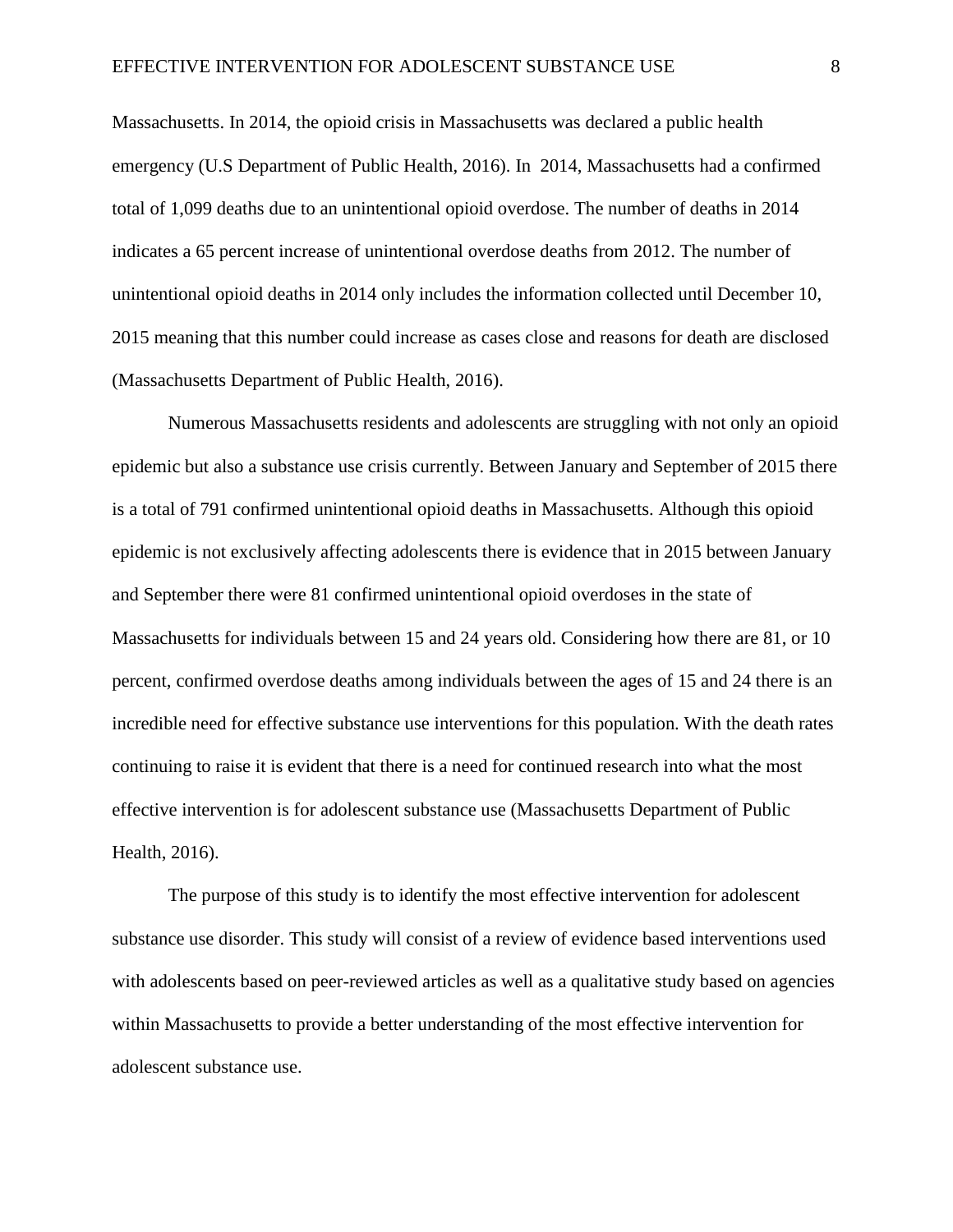Massachusetts. In 2014, the opioid crisis in Massachusetts was declared a public health emergency (U.S Department of Public Health, 2016). In 2014, Massachusetts had a confirmed total of 1,099 deaths due to an unintentional opioid overdose. The number of deaths in 2014 indicates a 65 percent increase of unintentional overdose deaths from 2012. The number of unintentional opioid deaths in 2014 only includes the information collected until December 10, 2015 meaning that this number could increase as cases close and reasons for death are disclosed (Massachusetts Department of Public Health, 2016).

Numerous Massachusetts residents and adolescents are struggling with not only an opioid epidemic but also a substance use crisis currently. Between January and September of 2015 there is a total of 791 confirmed unintentional opioid deaths in Massachusetts. Although this opioid epidemic is not exclusively affecting adolescents there is evidence that in 2015 between January and September there were 81 confirmed unintentional opioid overdoses in the state of Massachusetts for individuals between 15 and 24 years old. Considering how there are 81, or 10 percent, confirmed overdose deaths among individuals between the ages of 15 and 24 there is an incredible need for effective substance use interventions for this population. With the death rates continuing to raise it is evident that there is a need for continued research into what the most effective intervention is for adolescent substance use (Massachusetts Department of Public Health, 2016).

The purpose of this study is to identify the most effective intervention for adolescent substance use disorder. This study will consist of a review of evidence based interventions used with adolescents based on peer-reviewed articles as well as a qualitative study based on agencies within Massachusetts to provide a better understanding of the most effective intervention for adolescent substance use.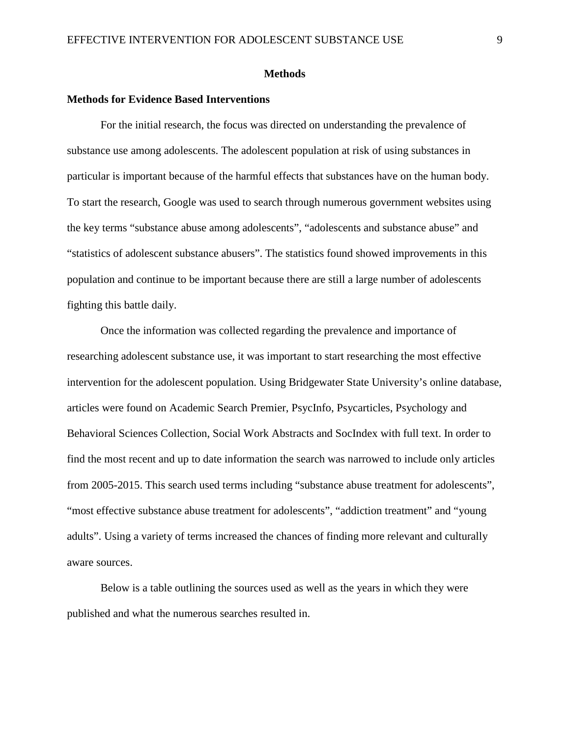# Methods

## Methods for Evidence Based Interventions

For the initial research, the focus was directed on understanding the prevalence of substance use among adolescents. The adolescent population at risk of using substances in particular is important because of the harmful effects that substances have on the human body. To start the research, Google was used to search through numerous government websites using the key terms "substance abuse among adolescents", "adolescents and substance abuse" and "statistics of adolescent substance abusers". The statistics found showed improvements in this population and continue to be important because there are still a large number of adolescents fighting this battle daily.

Once the information was collected regarding the prevalence and importance of researching adolescent substance use, it was important to start researching the most effective intervention for the adolescent population. Using Bridgewater State University's online database, articles were found on Academic Search Premier, PsycInfo, Psycarticles, Psychology and Behavioral Sciences Collection, Social Work Abstracts and SocIndex with full text. In order to find the most recent and up to date information the search was narrowed to include only articles from 2005-2015. This search used terms including "substance abuse treatment for adolescents", "most effective substance abuse treatment for adolescents", "addiction treatment" and "young adults". Using a variety of terms increased the chances of finding more relevant and culturally aware sources.

Below is a table outlining the sources used as well as the years in which they were published and what the numerous searches resulted in.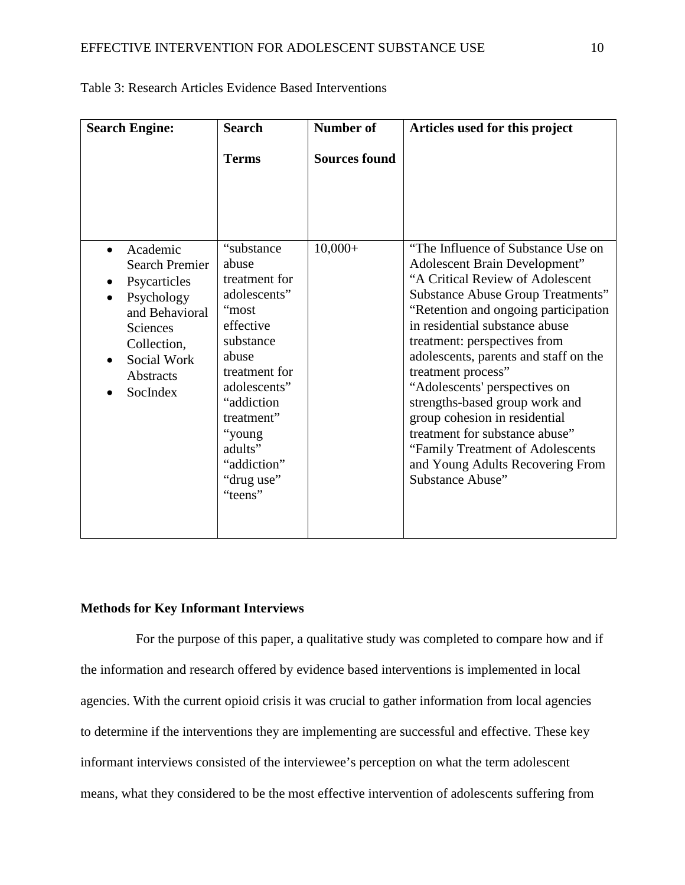Table 3: Research Articles Evidence Based Interventions

| Search Engine: | Search Terms | Number of Sources found | Articles used for this project |
|---|---|---|---|
| • Academic Search Premier<br>• Psycarticles<br>• Psychology and Behavioral Sciences Collection,<br>• Social Work Abstracts<br>• SocIndex | "substance abuse treatment for adolescents" "most effective substance abuse treatment for adolescents" "addiction treatment" "young adults" "addiction" "drug use" "teens" | 10,000+ | "The Influence of Substance Use on Adolescent Brain Development" "A Critical Review of Adolescent Substance Abuse Group Treatments" "Retention and ongoing participation in residential substance abuse treatment: perspectives from adolescents, parents and staff on the treatment process" "Adolescents' perspectives on strengths-based group work and group cohesion in residential treatment for substance abuse" "Family Treatment of Adolescents and Young Adults Recovering From Substance Abuse" |

**Methods for Key Informant Interviews**

For the purpose of this paper, a qualitative study was completed to compare how and if the information and research offered by evidence based interventions is implemented in local agencies. With the current opioid crisis it was crucial to gather information from local agencies to determine if the interventions they are implementing are successful and effective. These key informant interviews consisted of the interviewee's perception on what the term adolescent means, what they considered to be the most effective intervention of adolescents suffering from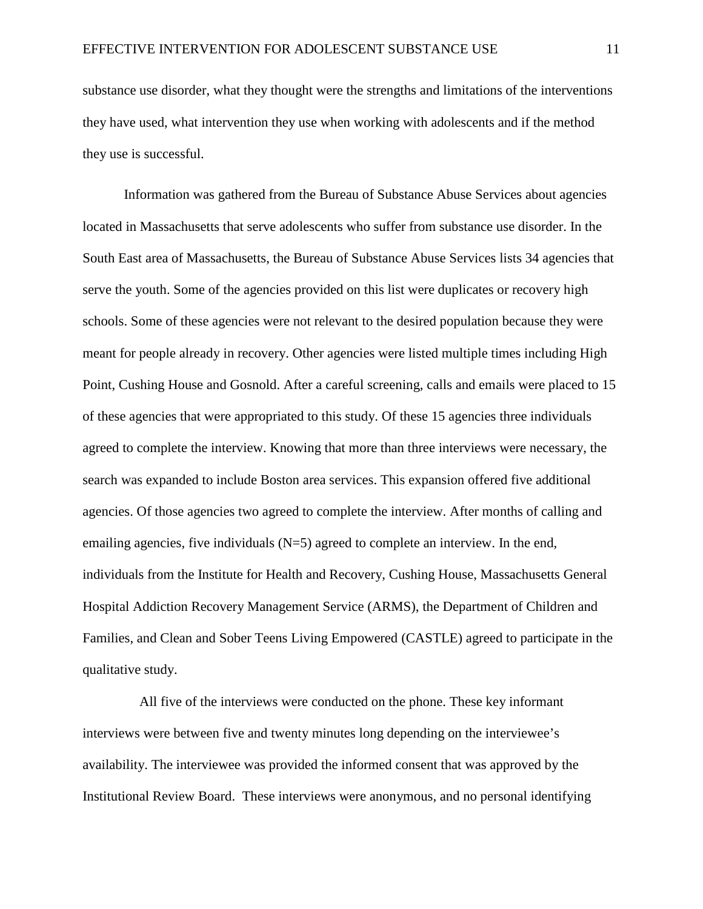substance use disorder, what they thought were the strengths and limitations of the interventions they have used, what intervention they use when working with adolescents and if the method they use is successful.

Information was gathered from the Bureau of Substance Abuse Services about agencies located in Massachusetts that serve adolescents who suffer from substance use disorder. In the South East area of Massachusetts, the Bureau of Substance Abuse Services lists 34 agencies that serve the youth. Some of the agencies provided on this list were duplicates or recovery high schools. Some of these agencies were not relevant to the desired population because they were meant for people already in recovery. Other agencies were listed multiple times including High Point, Cushing House and Gosnold. After a careful screening, calls and emails were placed to 15 of these agencies that were appropriated to this study. Of these 15 agencies three individuals agreed to complete the interview. Knowing that more than three interviews were necessary, the search was expanded to include Boston area services. This expansion offered five additional agencies. Of those agencies two agreed to complete the interview. After months of calling and emailing agencies, five individuals (N=5) agreed to complete an interview. In the end, individuals from the Institute for Health and Recovery, Cushing House, Massachusetts General Hospital Addiction Recovery Management Service (ARMS), the Department of Children and Families, and Clean and Sober Teens Living Empowered (CASTLE) agreed to participate in the qualitative study.

All five of the interviews were conducted on the phone. These key informant interviews were between five and twenty minutes long depending on the interviewee's availability. The interviewee was provided the informed consent that was approved by the Institutional Review Board. These interviews were anonymous, and no personal identifying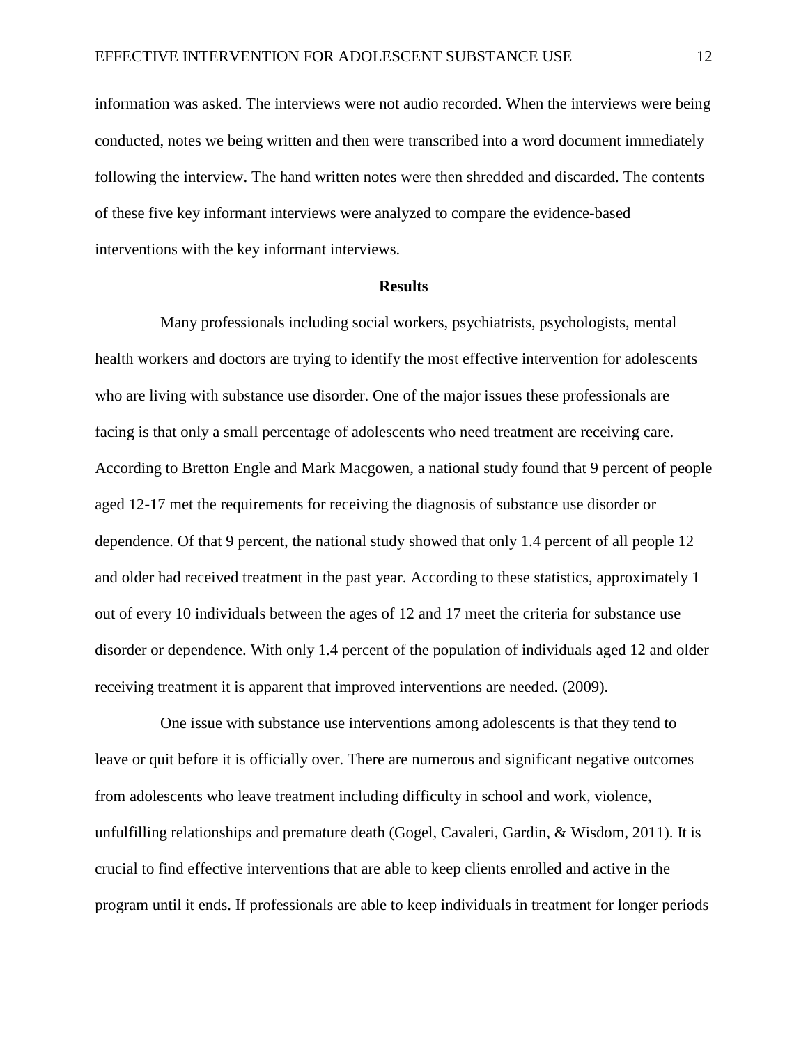information was asked. The interviews were not audio recorded. When the interviews were being conducted, notes we being written and then were transcribed into a word document immediately following the interview. The hand written notes were then shredded and discarded. The contents of these five key informant interviews were analyzed to compare the evidence-based interventions with the key informant interviews.

## Results

Many professionals including social workers, psychiatrists, psychologists, mental health workers and doctors are trying to identify the most effective intervention for adolescents who are living with substance use disorder. One of the major issues these professionals are facing is that only a small percentage of adolescents who need treatment are receiving care. According to Bretton Engle and Mark Macgowen, a national study found that 9 percent of people aged 12-17 met the requirements for receiving the diagnosis of substance use disorder or dependence. Of that 9 percent, the national study showed that only 1.4 percent of all people 12 and older had received treatment in the past year. According to these statistics, approximately 1 out of every 10 individuals between the ages of 12 and 17 meet the criteria for substance use disorder or dependence. With only 1.4 percent of the population of individuals aged 12 and older receiving treatment it is apparent that improved interventions are needed. (2009).

One issue with substance use interventions among adolescents is that they tend to leave or quit before it is officially over. There are numerous and significant negative outcomes from adolescents who leave treatment including difficulty in school and work, violence, unfulfilling relationships and premature death (Gogel, Cavaleri, Gardin, & Wisdom, 2011). It is crucial to find effective interventions that are able to keep clients enrolled and active in the program until it ends. If professionals are able to keep individuals in treatment for longer periods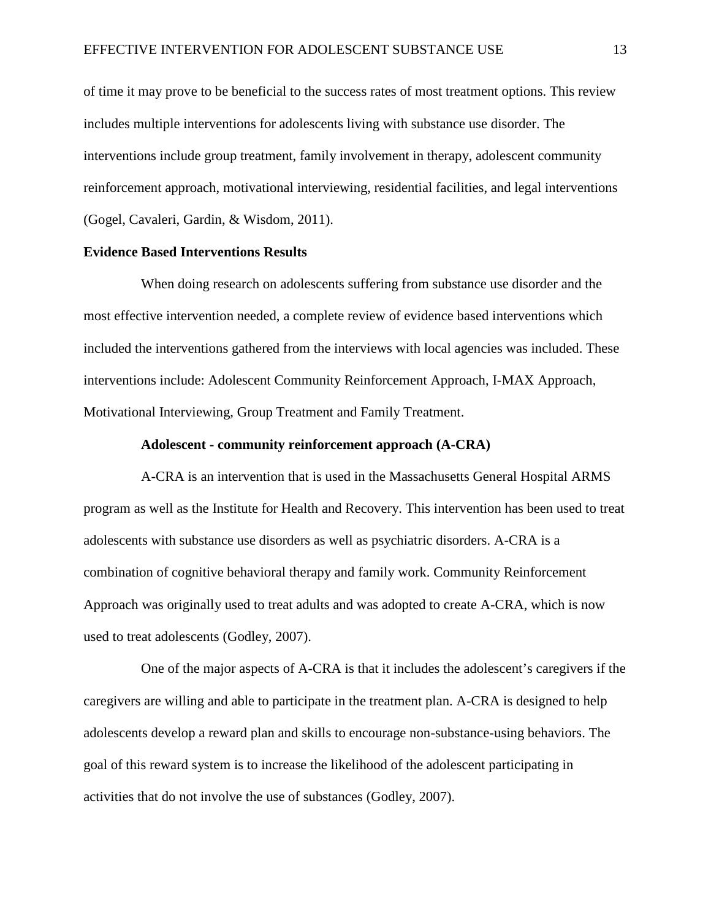of time it may prove to be beneficial to the success rates of most treatment options. This review includes multiple interventions for adolescents living with substance use disorder. The interventions include group treatment, family involvement in therapy, adolescent community reinforcement approach, motivational interviewing, residential facilities, and legal interventions (Gogel, Cavaleri, Gardin, & Wisdom, 2011).

## Evidence Based Interventions Results

When doing research on adolescents suffering from substance use disorder and the most effective intervention needed, a complete review of evidence based interventions which included the interventions gathered from the interviews with local agencies was included. These interventions include: Adolescent Community Reinforcement Approach, I-MAX Approach, Motivational Interviewing, Group Treatment and Family Treatment.

### Adolescent - community reinforcement approach (A-CRA)

A-CRA is an intervention that is used in the Massachusetts General Hospital ARMS program as well as the Institute for Health and Recovery. This intervention has been used to treat adolescents with substance use disorders as well as psychiatric disorders. A-CRA is a combination of cognitive behavioral therapy and family work. Community Reinforcement Approach was originally used to treat adults and was adopted to create A-CRA, which is now used to treat adolescents (Godley, 2007).

One of the major aspects of A-CRA is that it includes the adolescent's caregivers if the caregivers are willing and able to participate in the treatment plan. A-CRA is designed to help adolescents develop a reward plan and skills to encourage non-substance-using behaviors. The goal of this reward system is to increase the likelihood of the adolescent participating in activities that do not involve the use of substances (Godley, 2007).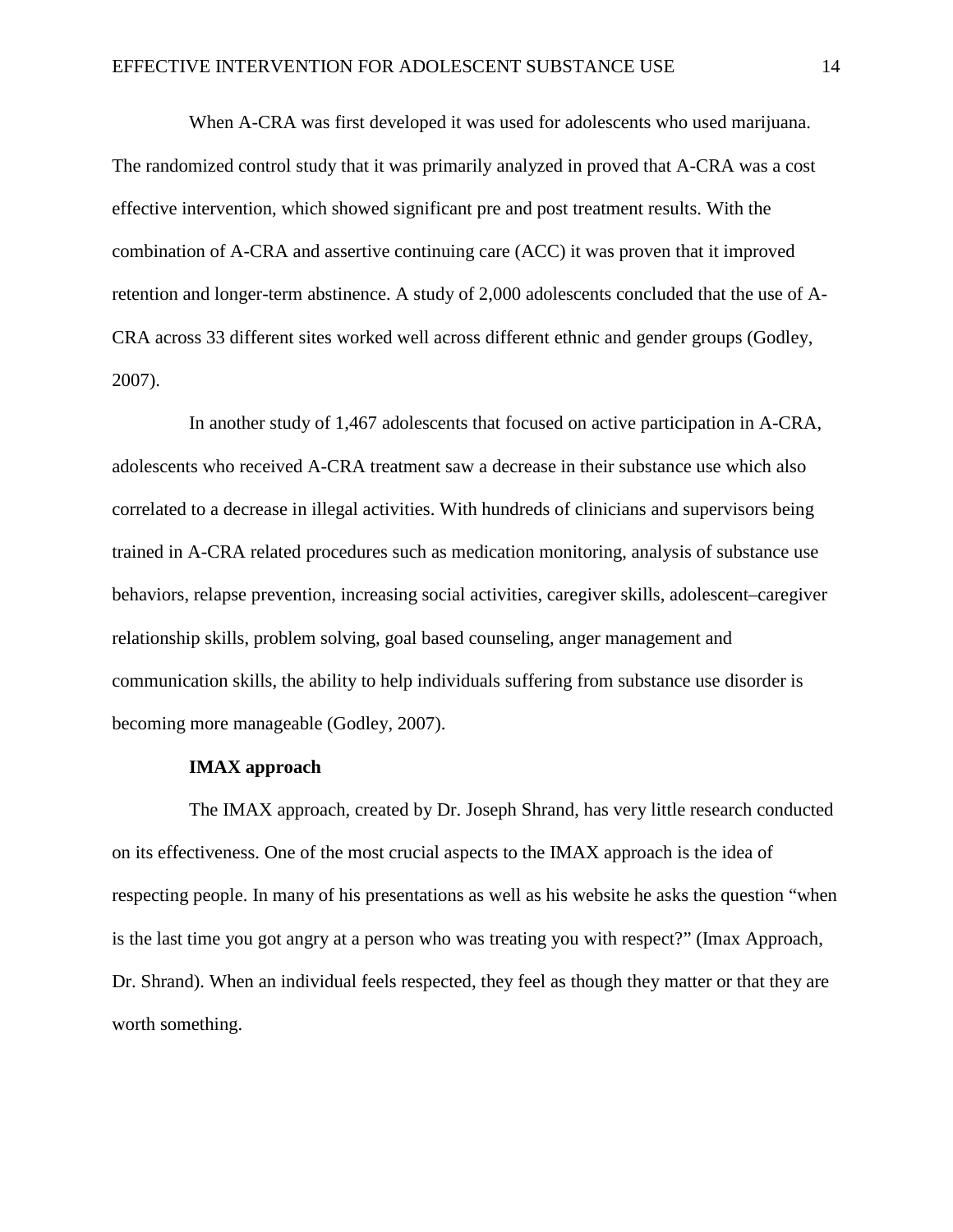When A-CRA was first developed it was used for adolescents who used marijuana. The randomized control study that it was primarily analyzed in proved that A-CRA was a cost effective intervention, which showed significant pre and post treatment results. With the combination of A-CRA and assertive continuing care (ACC) it was proven that it improved retention and longer-term abstinence. A study of 2,000 adolescents concluded that the use of A-CRA across 33 different sites worked well across different ethnic and gender groups (Godley, 2007).

In another study of 1,467 adolescents that focused on active participation in A-CRA, adolescents who received A-CRA treatment saw a decrease in their substance use which also correlated to a decrease in illegal activities. With hundreds of clinicians and supervisors being trained in A-CRA related procedures such as medication monitoring, analysis of substance use behaviors, relapse prevention, increasing social activities, caregiver skills, adolescent–caregiver relationship skills, problem solving, goal based counseling, anger management and communication skills, the ability to help individuals suffering from substance use disorder is becoming more manageable (Godley, 2007).

### IMAX approach

The IMAX approach, created by Dr. Joseph Shrand, has very little research conducted on its effectiveness. One of the most crucial aspects to the IMAX approach is the idea of respecting people. In many of his presentations as well as his website he asks the question "when is the last time you got angry at a person who was treating you with respect?" (Imax Approach, Dr. Shrand). When an individual feels respected, they feel as though they matter or that they are worth something.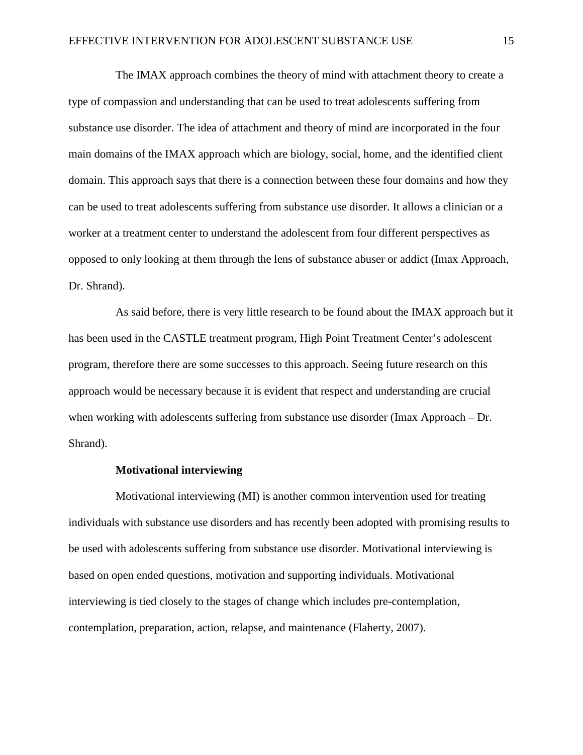The IMAX approach combines the theory of mind with attachment theory to create a type of compassion and understanding that can be used to treat adolescents suffering from substance use disorder. The idea of attachment and theory of mind are incorporated in the four main domains of the IMAX approach which are biology, social, home, and the identified client domain. This approach says that there is a connection between these four domains and how they can be used to treat adolescents suffering from substance use disorder. It allows a clinician or a worker at a treatment center to understand the adolescent from four different perspectives as opposed to only looking at them through the lens of substance abuser or addict (Imax Approach, Dr. Shrand).

As said before, there is very little research to be found about the IMAX approach but it has been used in the CASTLE treatment program, High Point Treatment Center's adolescent program, therefore there are some successes to this approach. Seeing future research on this approach would be necessary because it is evident that respect and understanding are crucial when working with adolescents suffering from substance use disorder (Imax Approach – Dr. Shrand).

### Motivational interviewing

Motivational interviewing (MI) is another common intervention used for treating individuals with substance use disorders and has recently been adopted with promising results to be used with adolescents suffering from substance use disorder. Motivational interviewing is based on open ended questions, motivation and supporting individuals. Motivational interviewing is tied closely to the stages of change which includes pre-contemplation, contemplation, preparation, action, relapse, and maintenance (Flaherty, 2007).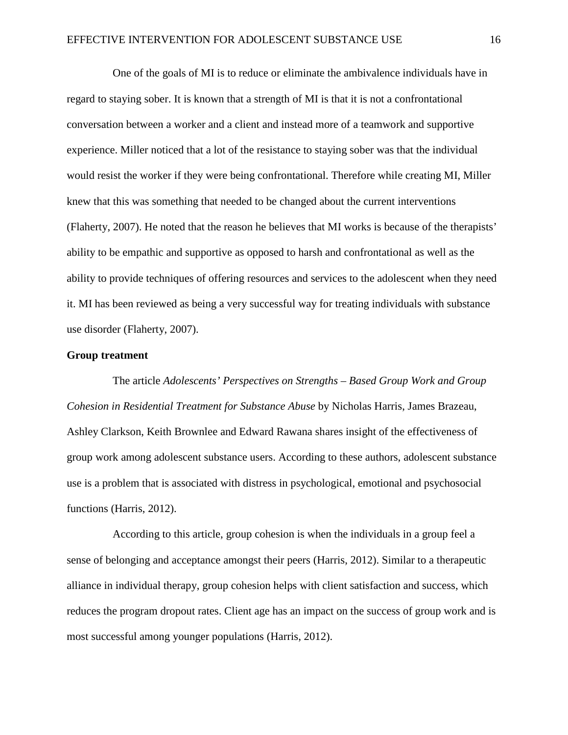One of the goals of MI is to reduce or eliminate the ambivalence individuals have in regard to staying sober. It is known that a strength of MI is that it is not a confrontational conversation between a worker and a client and instead more of a teamwork and supportive experience. Miller noticed that a lot of the resistance to staying sober was that the individual would resist the worker if they were being confrontational. Therefore while creating MI, Miller knew that this was something that needed to be changed about the current interventions (Flaherty, 2007). He noted that the reason he believes that MI works is because of the therapists' ability to be empathic and supportive as opposed to harsh and confrontational as well as the ability to provide techniques of offering resources and services to the adolescent when they need it. MI has been reviewed as being a very successful way for treating individuals with substance use disorder (Flaherty, 2007).

**Group treatment**

The article *Adolescents' Perspectives on Strengths – Based Group Work and Group Cohesion in Residential Treatment for Substance Abuse* by Nicholas Harris, James Brazeau, Ashley Clarkson, Keith Brownlee and Edward Rawana shares insight of the effectiveness of group work among adolescent substance users. According to these authors, adolescent substance use is a problem that is associated with distress in psychological, emotional and psychosocial functions (Harris, 2012).

According to this article, group cohesion is when the individuals in a group feel a sense of belonging and acceptance amongst their peers (Harris, 2012). Similar to a therapeutic alliance in individual therapy, group cohesion helps with client satisfaction and success, which reduces the program dropout rates. Client age has an impact on the success of group work and is most successful among younger populations (Harris, 2012).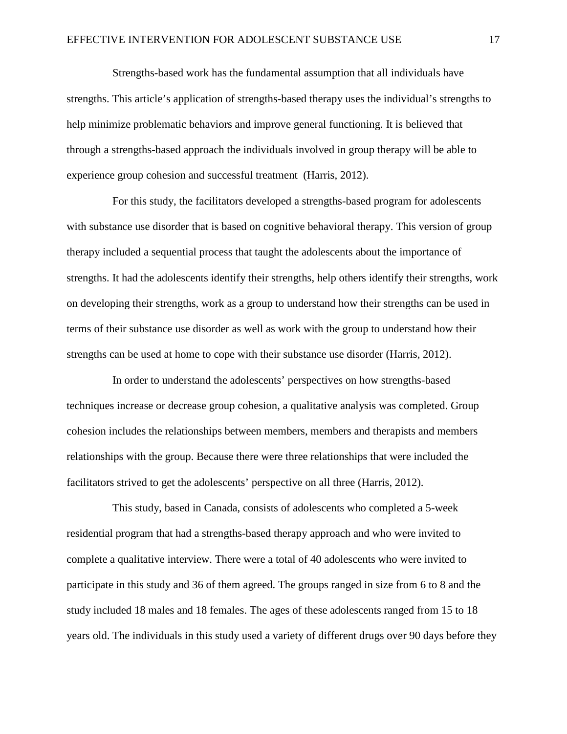Strengths-based work has the fundamental assumption that all individuals have strengths. This article's application of strengths-based therapy uses the individual's strengths to help minimize problematic behaviors and improve general functioning. It is believed that through a strengths-based approach the individuals involved in group therapy will be able to experience group cohesion and successful treatment (Harris, 2012).

For this study, the facilitators developed a strengths-based program for adolescents with substance use disorder that is based on cognitive behavioral therapy. This version of group therapy included a sequential process that taught the adolescents about the importance of strengths. It had the adolescents identify their strengths, help others identify their strengths, work on developing their strengths, work as a group to understand how their strengths can be used in terms of their substance use disorder as well as work with the group to understand how their strengths can be used at home to cope with their substance use disorder (Harris, 2012).

In order to understand the adolescents' perspectives on how strengths-based techniques increase or decrease group cohesion, a qualitative analysis was completed. Group cohesion includes the relationships between members, members and therapists and members relationships with the group. Because there were three relationships that were included the facilitators strived to get the adolescents' perspective on all three (Harris, 2012).

This study, based in Canada, consists of adolescents who completed a 5-week residential program that had a strengths-based therapy approach and who were invited to complete a qualitative interview. There were a total of 40 adolescents who were invited to participate in this study and 36 of them agreed. The groups ranged in size from 6 to 8 and the study included 18 males and 18 females. The ages of these adolescents ranged from 15 to 18 years old. The individuals in this study used a variety of different drugs over 90 days before they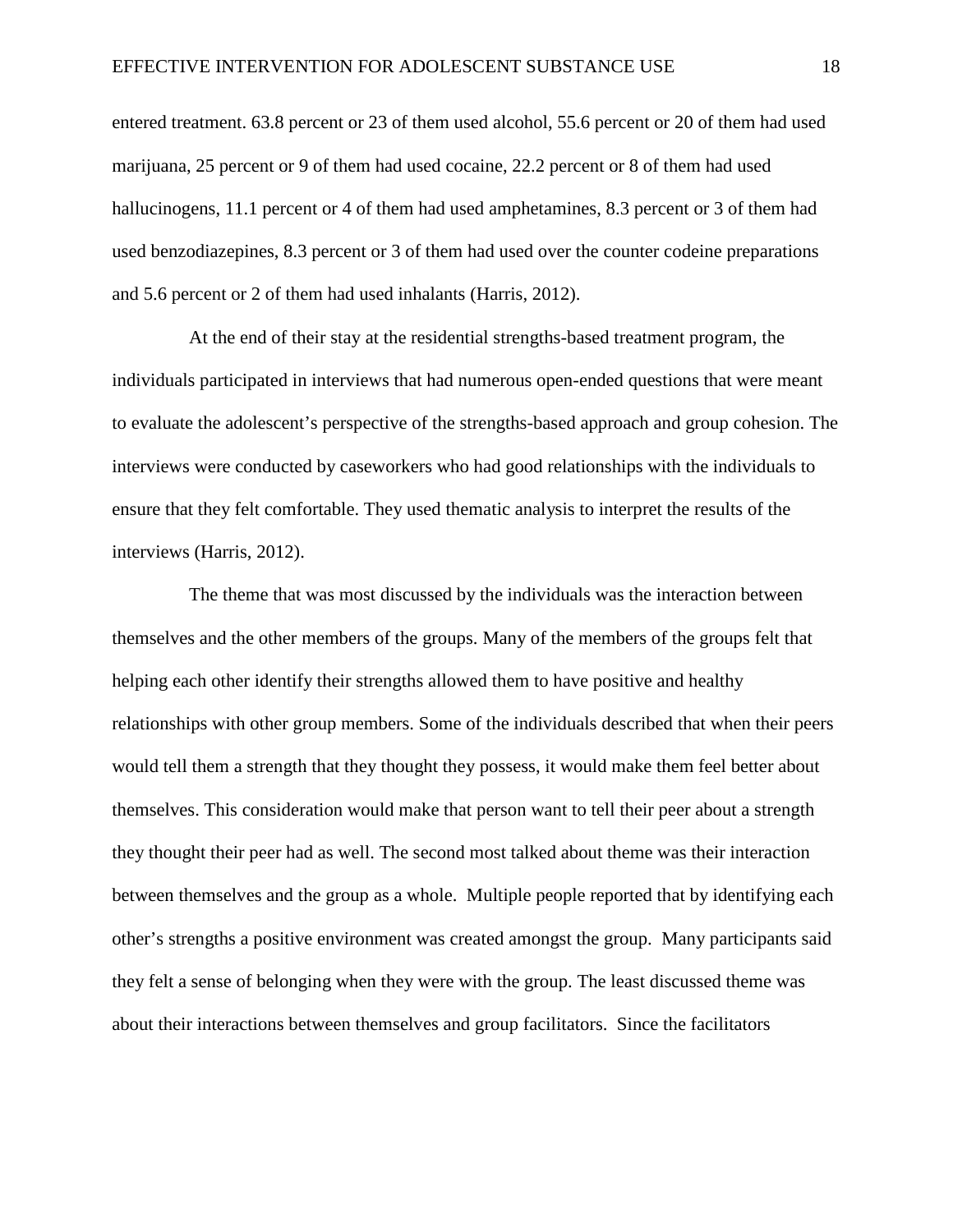entered treatment. 63.8 percent or 23 of them used alcohol, 55.6 percent or 20 of them had used marijuana, 25 percent or 9 of them had used cocaine, 22.2 percent or 8 of them had used hallucinogens, 11.1 percent or 4 of them had used amphetamines, 8.3 percent or 3 of them had used benzodiazepines, 8.3 percent or 3 of them had used over the counter codeine preparations and 5.6 percent or 2 of them had used inhalants (Harris, 2012).

At the end of their stay at the residential strengths-based treatment program, the individuals participated in interviews that had numerous open-ended questions that were meant to evaluate the adolescent's perspective of the strengths-based approach and group cohesion. The interviews were conducted by caseworkers who had good relationships with the individuals to ensure that they felt comfortable. They used thematic analysis to interpret the results of the interviews (Harris, 2012).

The theme that was most discussed by the individuals was the interaction between themselves and the other members of the groups. Many of the members of the groups felt that helping each other identify their strengths allowed them to have positive and healthy relationships with other group members. Some of the individuals described that when their peers would tell them a strength that they thought they possess, it would make them feel better about themselves. This consideration would make that person want to tell their peer about a strength they thought their peer had as well. The second most talked about theme was their interaction between themselves and the group as a whole. Multiple people reported that by identifying each other's strengths a positive environment was created amongst the group. Many participants said they felt a sense of belonging when they were with the group. The least discussed theme was about their interactions between themselves and group facilitators. Since the facilitators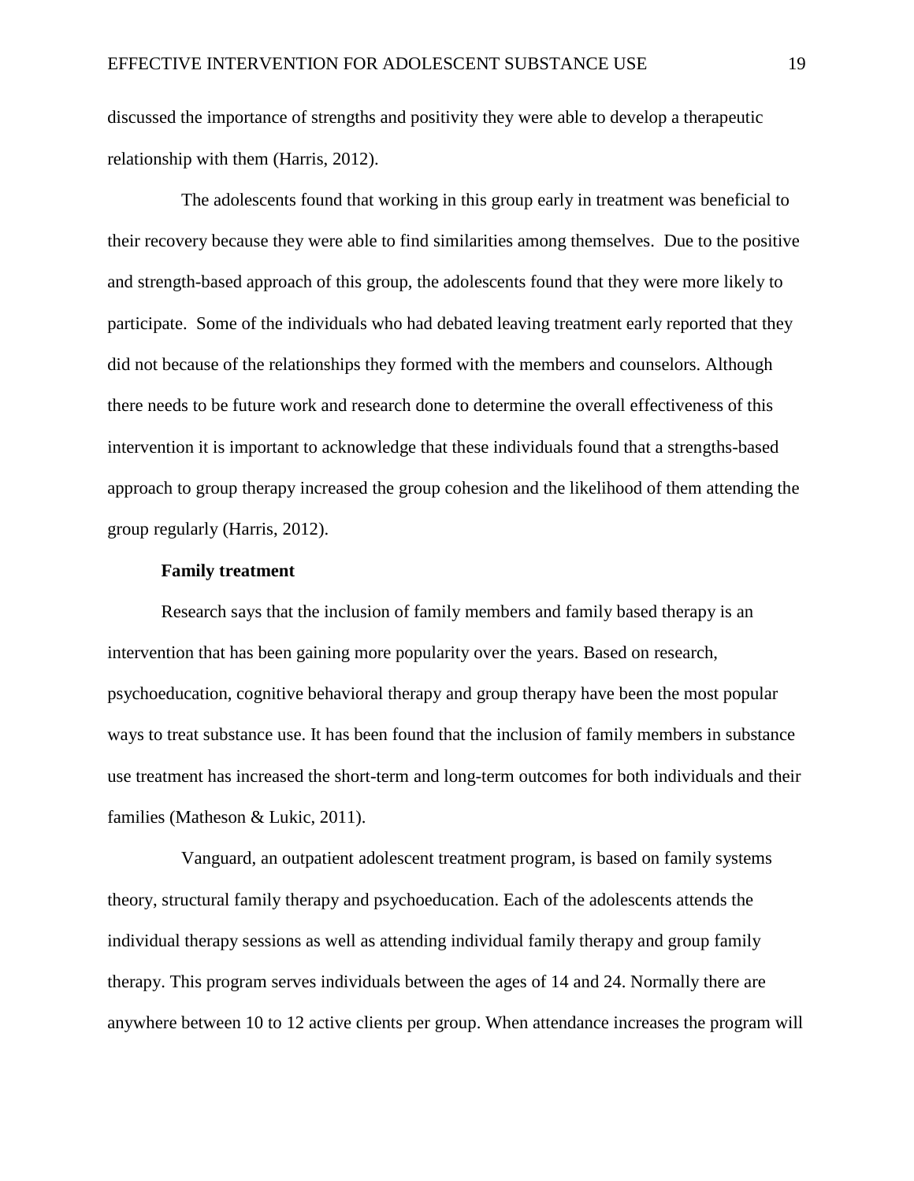discussed the importance of strengths and positivity they were able to develop a therapeutic relationship with them (Harris, 2012).

The adolescents found that working in this group early in treatment was beneficial to their recovery because they were able to find similarities among themselves. Due to the positive and strength-based approach of this group, the adolescents found that they were more likely to participate. Some of the individuals who had debated leaving treatment early reported that they did not because of the relationships they formed with the members and counselors. Although there needs to be future work and research done to determine the overall effectiveness of this intervention it is important to acknowledge that these individuals found that a strengths-based approach to group therapy increased the group cohesion and the likelihood of them attending the group regularly (Harris, 2012).

**Family treatment**

Research says that the inclusion of family members and family based therapy is an intervention that has been gaining more popularity over the years. Based on research, psychoeducation, cognitive behavioral therapy and group therapy have been the most popular ways to treat substance use. It has been found that the inclusion of family members in substance use treatment has increased the short-term and long-term outcomes for both individuals and their families (Matheson & Lukic, 2011).

Vanguard, an outpatient adolescent treatment program, is based on family systems theory, structural family therapy and psychoeducation. Each of the adolescents attends the individual therapy sessions as well as attending individual family therapy and group family therapy. This program serves individuals between the ages of 14 and 24. Normally there are anywhere between 10 to 12 active clients per group. When attendance increases the program will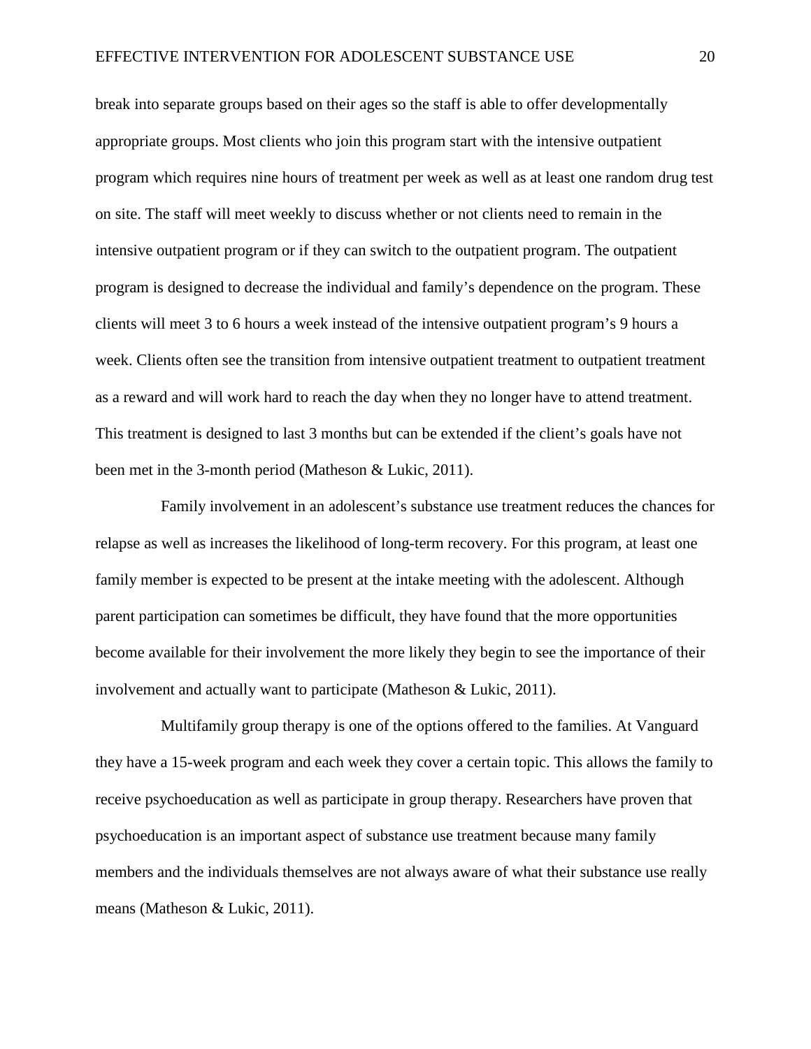break into separate groups based on their ages so the staff is able to offer developmentally appropriate groups. Most clients who join this program start with the intensive outpatient program which requires nine hours of treatment per week as well as at least one random drug test on site. The staff will meet weekly to discuss whether or not clients need to remain in the intensive outpatient program or if they can switch to the outpatient program. The outpatient program is designed to decrease the individual and family's dependence on the program. These clients will meet 3 to 6 hours a week instead of the intensive outpatient program's 9 hours a week. Clients often see the transition from intensive outpatient treatment to outpatient treatment as a reward and will work hard to reach the day when they no longer have to attend treatment. This treatment is designed to last 3 months but can be extended if the client's goals have not been met in the 3-month period (Matheson & Lukic, 2011).

Family involvement in an adolescent's substance use treatment reduces the chances for relapse as well as increases the likelihood of long-term recovery. For this program, at least one family member is expected to be present at the intake meeting with the adolescent. Although parent participation can sometimes be difficult, they have found that the more opportunities become available for their involvement the more likely they begin to see the importance of their involvement and actually want to participate (Matheson & Lukic, 2011).

Multifamily group therapy is one of the options offered to the families. At Vanguard they have a 15-week program and each week they cover a certain topic. This allows the family to receive psychoeducation as well as participate in group therapy. Researchers have proven that psychoeducation is an important aspect of substance use treatment because many family members and the individuals themselves are not always aware of what their substance use really means (Matheson & Lukic, 2011).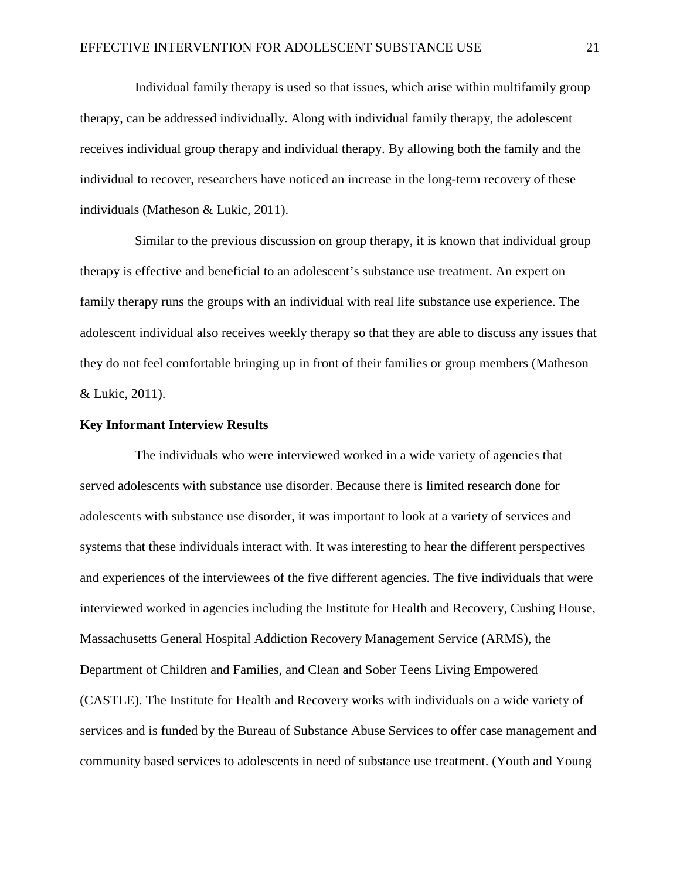Individual family therapy is used so that issues, which arise within multifamily group therapy, can be addressed individually. Along with individual family therapy, the adolescent receives individual group therapy and individual therapy. By allowing both the family and the individual to recover, researchers have noticed an increase in the long-term recovery of these individuals (Matheson & Lukic, 2011).

Similar to the previous discussion on group therapy, it is known that individual group therapy is effective and beneficial to an adolescent's substance use treatment. An expert on family therapy runs the groups with an individual with real life substance use experience. The adolescent individual also receives weekly therapy so that they are able to discuss any issues that they do not feel comfortable bringing up in front of their families or group members (Matheson & Lukic, 2011).

**Key Informant Interview Results**

The individuals who were interviewed worked in a wide variety of agencies that served adolescents with substance use disorder. Because there is limited research done for adolescents with substance use disorder, it was important to look at a variety of services and systems that these individuals interact with. It was interesting to hear the different perspectives and experiences of the interviewees of the five different agencies. The five individuals that were interviewed worked in agencies including the Institute for Health and Recovery, Cushing House, Massachusetts General Hospital Addiction Recovery Management Service (ARMS), the Department of Children and Families, and Clean and Sober Teens Living Empowered (CASTLE). The Institute for Health and Recovery works with individuals on a wide variety of services and is funded by the Bureau of Substance Abuse Services to offer case management and community based services to adolescents in need of substance use treatment. (Youth and Young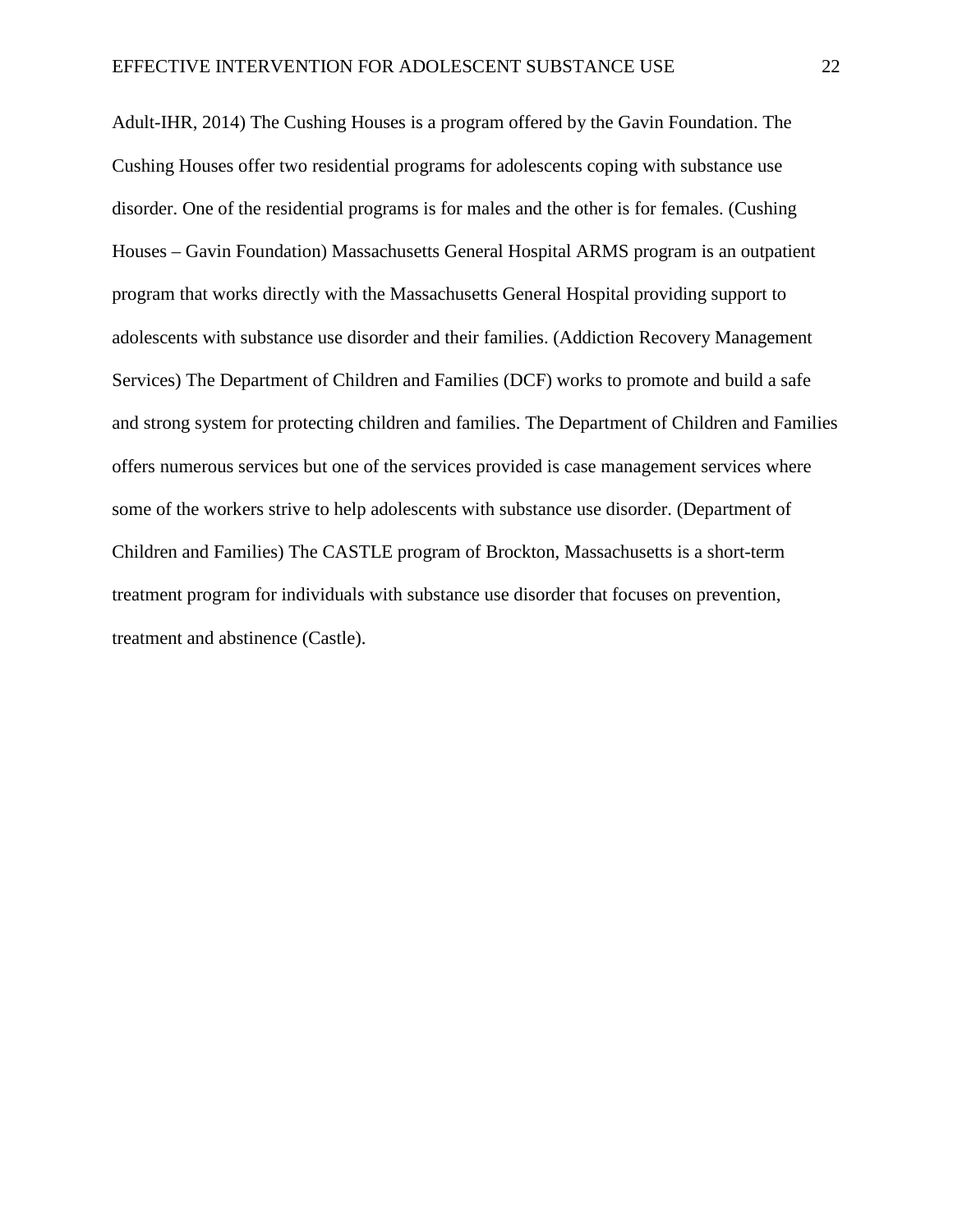Adult-IHR, 2014) The Cushing Houses is a program offered by the Gavin Foundation. The Cushing Houses offer two residential programs for adolescents coping with substance use disorder. One of the residential programs is for males and the other is for females. (Cushing Houses – Gavin Foundation) Massachusetts General Hospital ARMS program is an outpatient program that works directly with the Massachusetts General Hospital providing support to adolescents with substance use disorder and their families. (Addiction Recovery Management Services) The Department of Children and Families (DCF) works to promote and build a safe and strong system for protecting children and families. The Department of Children and Families offers numerous services but one of the services provided is case management services where some of the workers strive to help adolescents with substance use disorder. (Department of Children and Families) The CASTLE program of Brockton, Massachusetts is a short-term treatment program for individuals with substance use disorder that focuses on prevention, treatment and abstinence (Castle).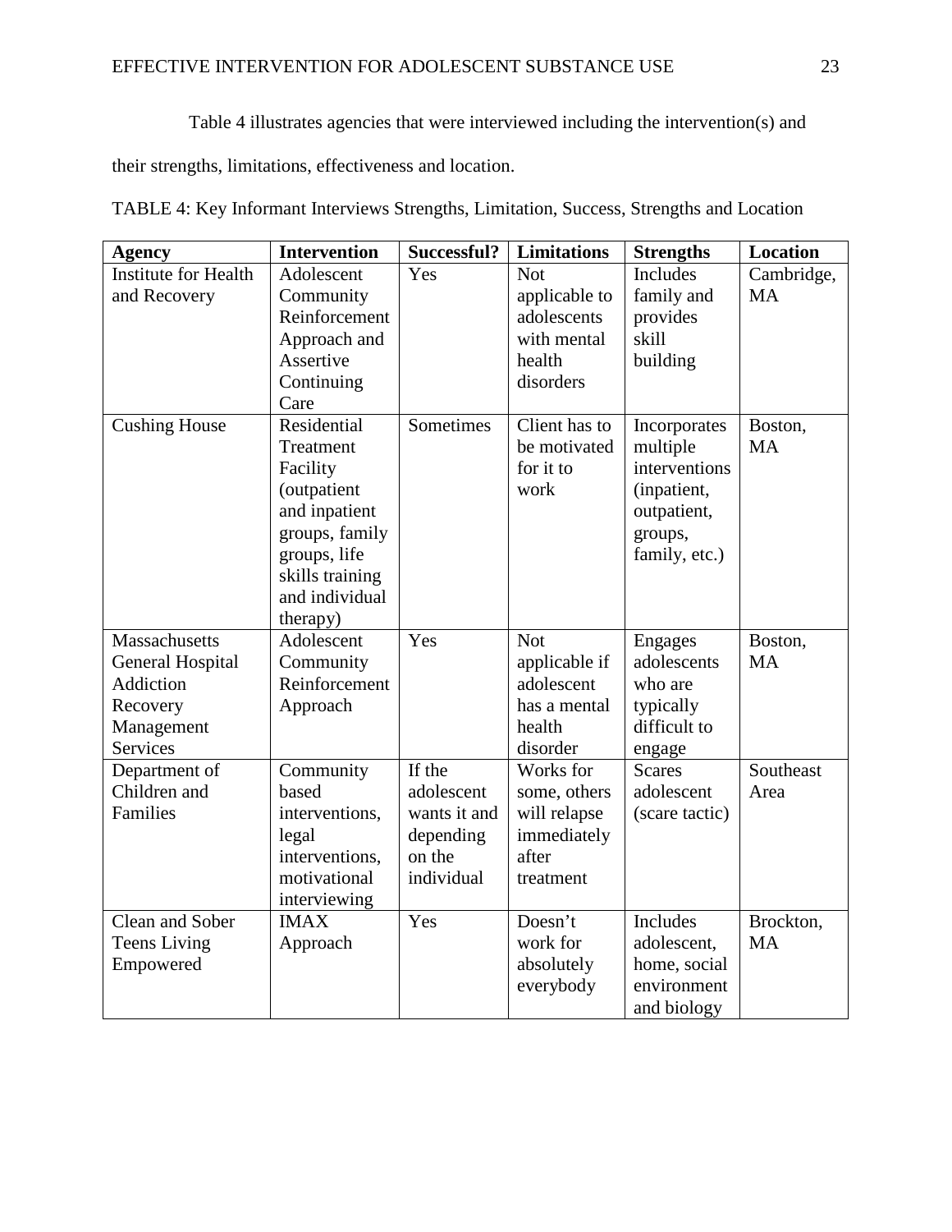Table 4 illustrates agencies that were interviewed including the intervention(s) and their strengths, limitations, effectiveness and location.

TABLE 4: Key Informant Interviews Strengths, Limitation, Success, Strengths and Location

| Agency | Intervention | Successful? | Limitations | Strengths | Location |
|---|---|---|---|---|---|
| Institute for Health and Recovery | Adolescent Community Reinforcement Approach and Assertive Continuing Care | Yes | Not applicable to adolescents with mental health disorders | Includes family and provides skill building | Cambridge, MA |
| Cushing House | Residential Treatment Facility (outpatient and inpatient groups, family groups, life skills training and individual therapy) | Sometimes | Client has to be motivated for it to work | Incorporates multiple interventions (inpatient, outpatient, groups, family, etc.) | Boston, MA |
| Massachusetts General Hospital Addiction Recovery Management Services | Adolescent Community Reinforcement Approach | Yes | Not applicable if adolescent has a mental health disorder | Engages adolescents who are typically difficult to engage | Boston, MA |
| Department of Children and Families | Community based interventions, legal interventions, motivational interviewing | If the adolescent wants it and depending on the individual | Works for some, others will relapse immediately after treatment | Scares adolescent (scare tactic) | Southeast Area |
| Clean and Sober Teens Living Empowered | IMAX Approach | Yes | Doesn't work for absolutely everybody | Includes adolescent, home, social environment and biology | Brockton, MA |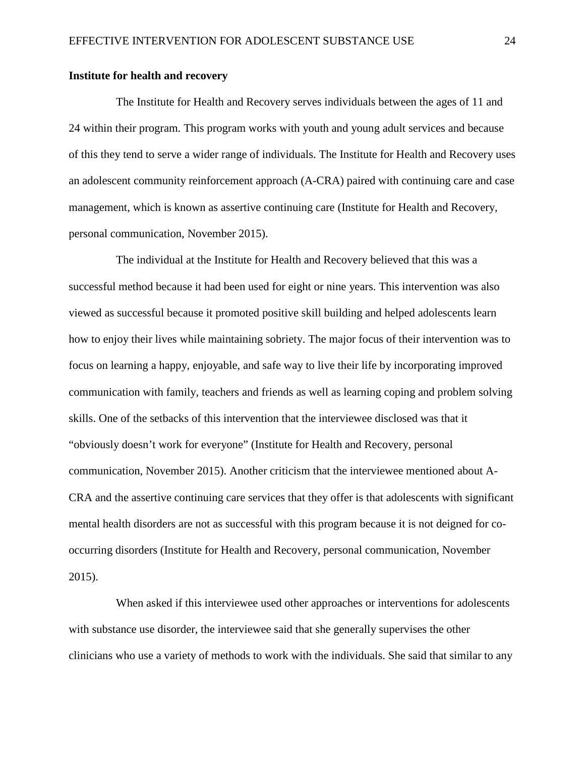**Institute for health and recovery**

The Institute for Health and Recovery serves individuals between the ages of 11 and 24 within their program. This program works with youth and young adult services and because of this they tend to serve a wider range of individuals. The Institute for Health and Recovery uses an adolescent community reinforcement approach (A-CRA) paired with continuing care and case management, which is known as assertive continuing care (Institute for Health and Recovery, personal communication, November 2015).

The individual at the Institute for Health and Recovery believed that this was a successful method because it had been used for eight or nine years. This intervention was also viewed as successful because it promoted positive skill building and helped adolescents learn how to enjoy their lives while maintaining sobriety. The major focus of their intervention was to focus on learning a happy, enjoyable, and safe way to live their life by incorporating improved communication with family, teachers and friends as well as learning coping and problem solving skills. One of the setbacks of this intervention that the interviewee disclosed was that it "obviously doesn't work for everyone" (Institute for Health and Recovery, personal communication, November 2015). Another criticism that the interviewee mentioned about A-CRA and the assertive continuing care services that they offer is that adolescents with significant mental health disorders are not as successful with this program because it is not deigned for co-occurring disorders (Institute for Health and Recovery, personal communication, November 2015).

When asked if this interviewee used other approaches or interventions for adolescents with substance use disorder, the interviewee said that she generally supervises the other clinicians who use a variety of methods to work with the individuals. She said that similar to any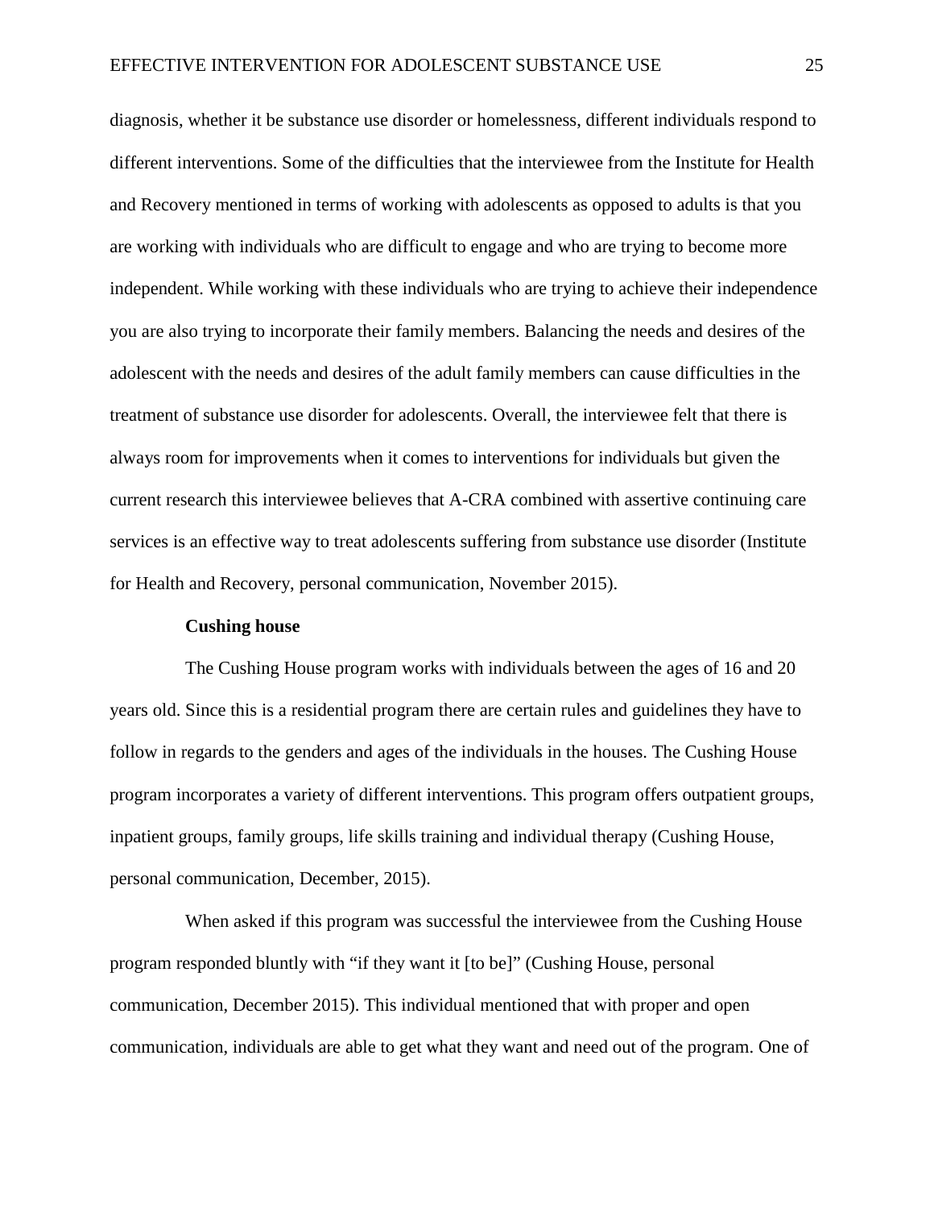diagnosis, whether it be substance use disorder or homelessness, different individuals respond to different interventions. Some of the difficulties that the interviewee from the Institute for Health and Recovery mentioned in terms of working with adolescents as opposed to adults is that you are working with individuals who are difficult to engage and who are trying to become more independent. While working with these individuals who are trying to achieve their independence you are also trying to incorporate their family members. Balancing the needs and desires of the adolescent with the needs and desires of the adult family members can cause difficulties in the treatment of substance use disorder for adolescents. Overall, the interviewee felt that there is always room for improvements when it comes to interventions for individuals but given the current research this interviewee believes that A-CRA combined with assertive continuing care services is an effective way to treat adolescents suffering from substance use disorder (Institute for Health and Recovery, personal communication, November 2015).

### Cushing house

The Cushing House program works with individuals between the ages of 16 and 20 years old. Since this is a residential program there are certain rules and guidelines they have to follow in regards to the genders and ages of the individuals in the houses. The Cushing House program incorporates a variety of different interventions. This program offers outpatient groups, inpatient groups, family groups, life skills training and individual therapy (Cushing House, personal communication, December, 2015).

When asked if this program was successful the interviewee from the Cushing House program responded bluntly with "if they want it [to be]" (Cushing House, personal communication, December 2015). This individual mentioned that with proper and open communication, individuals are able to get what they want and need out of the program. One of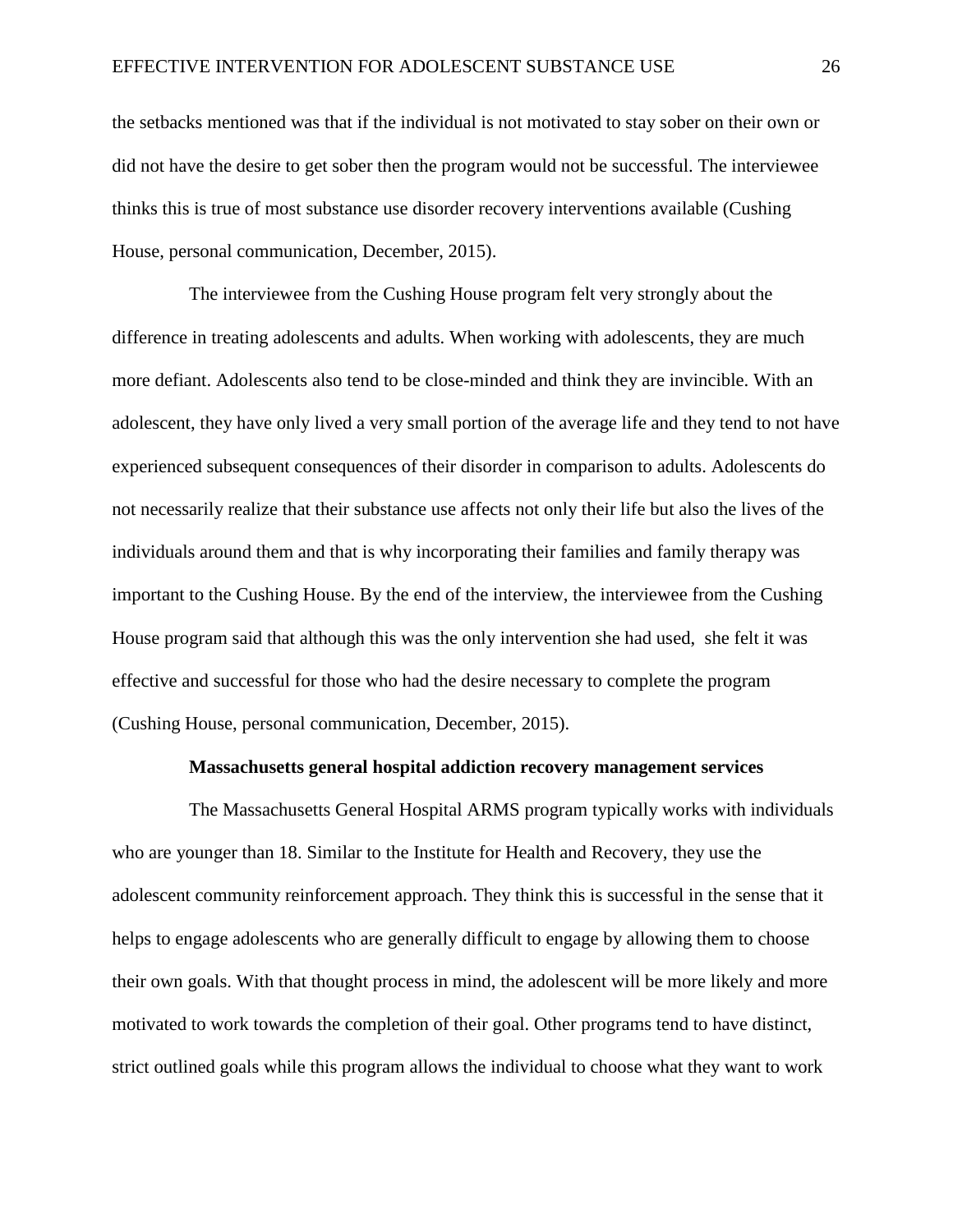the setbacks mentioned was that if the individual is not motivated to stay sober on their own or did not have the desire to get sober then the program would not be successful. The interviewee thinks this is true of most substance use disorder recovery interventions available (Cushing House, personal communication, December, 2015).

The interviewee from the Cushing House program felt very strongly about the difference in treating adolescents and adults. When working with adolescents, they are much more defiant. Adolescents also tend to be close-minded and think they are invincible. With an adolescent, they have only lived a very small portion of the average life and they tend to not have experienced subsequent consequences of their disorder in comparison to adults. Adolescents do not necessarily realize that their substance use affects not only their life but also the lives of the individuals around them and that is why incorporating their families and family therapy was important to the Cushing House. By the end of the interview, the interviewee from the Cushing House program said that although this was the only intervention she had used, she felt it was effective and successful for those who had the desire necessary to complete the program (Cushing House, personal communication, December, 2015).

**Massachusetts general hospital addiction recovery management services**

The Massachusetts General Hospital ARMS program typically works with individuals who are younger than 18. Similar to the Institute for Health and Recovery, they use the adolescent community reinforcement approach. They think this is successful in the sense that it helps to engage adolescents who are generally difficult to engage by allowing them to choose their own goals. With that thought process in mind, the adolescent will be more likely and more motivated to work towards the completion of their goal. Other programs tend to have distinct, strict outlined goals while this program allows the individual to choose what they want to work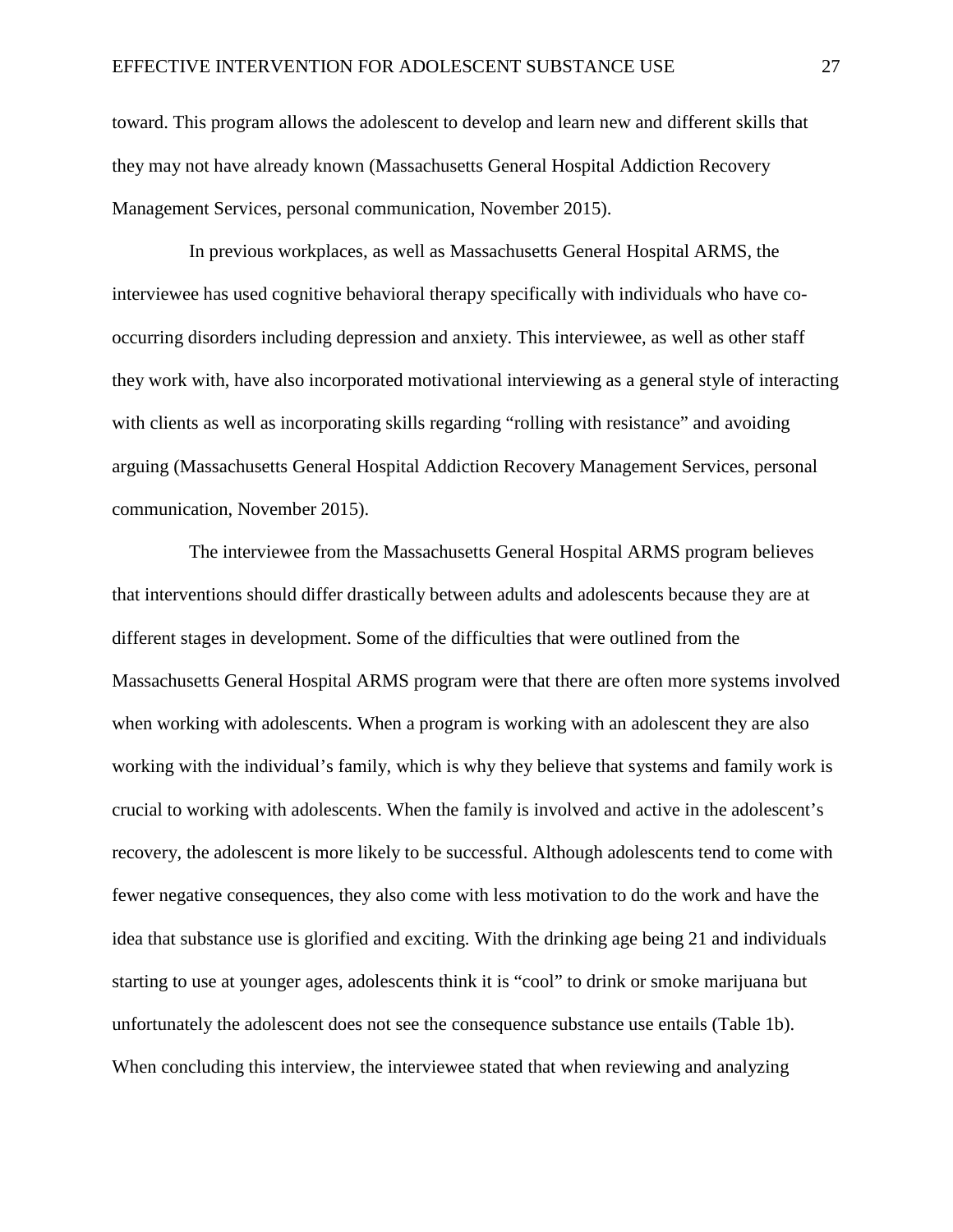toward. This program allows the adolescent to develop and learn new and different skills that they may not have already known (Massachusetts General Hospital Addiction Recovery Management Services, personal communication, November 2015).

In previous workplaces, as well as Massachusetts General Hospital ARMS, the interviewee has used cognitive behavioral therapy specifically with individuals who have co-occurring disorders including depression and anxiety. This interviewee, as well as other staff they work with, have also incorporated motivational interviewing as a general style of interacting with clients as well as incorporating skills regarding "rolling with resistance" and avoiding arguing (Massachusetts General Hospital Addiction Recovery Management Services, personal communication, November 2015).

The interviewee from the Massachusetts General Hospital ARMS program believes that interventions should differ drastically between adults and adolescents because they are at different stages in development. Some of the difficulties that were outlined from the Massachusetts General Hospital ARMS program were that there are often more systems involved when working with adolescents. When a program is working with an adolescent they are also working with the individual's family, which is why they believe that systems and family work is crucial to working with adolescents. When the family is involved and active in the adolescent's recovery, the adolescent is more likely to be successful. Although adolescents tend to come with fewer negative consequences, they also come with less motivation to do the work and have the idea that substance use is glorified and exciting. With the drinking age being 21 and individuals starting to use at younger ages, adolescents think it is "cool" to drink or smoke marijuana but unfortunately the adolescent does not see the consequence substance use entails (Table 1b). When concluding this interview, the interviewee stated that when reviewing and analyzing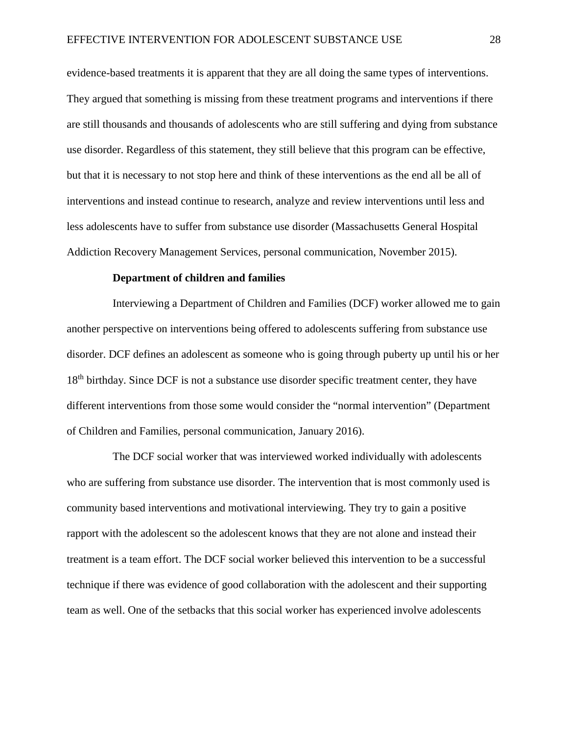evidence-based treatments it is apparent that they are all doing the same types of interventions. They argued that something is missing from these treatment programs and interventions if there are still thousands and thousands of adolescents who are still suffering and dying from substance use disorder. Regardless of this statement, they still believe that this program can be effective, but that it is necessary to not stop here and think of these interventions as the end all be all of interventions and instead continue to research, analyze and review interventions until less and less adolescents have to suffer from substance use disorder (Massachusetts General Hospital Addiction Recovery Management Services, personal communication, November 2015).

**Department of children and families**

Interviewing a Department of Children and Families (DCF) worker allowed me to gain another perspective on interventions being offered to adolescents suffering from substance use disorder. DCF defines an adolescent as someone who is going through puberty up until his or her 18th birthday. Since DCF is not a substance use disorder specific treatment center, they have different interventions from those some would consider the "normal intervention" (Department of Children and Families, personal communication, January 2016).

The DCF social worker that was interviewed worked individually with adolescents who are suffering from substance use disorder. The intervention that is most commonly used is community based interventions and motivational interviewing. They try to gain a positive rapport with the adolescent so the adolescent knows that they are not alone and instead their treatment is a team effort. The DCF social worker believed this intervention to be a successful technique if there was evidence of good collaboration with the adolescent and their supporting team as well. One of the setbacks that this social worker has experienced involve adolescents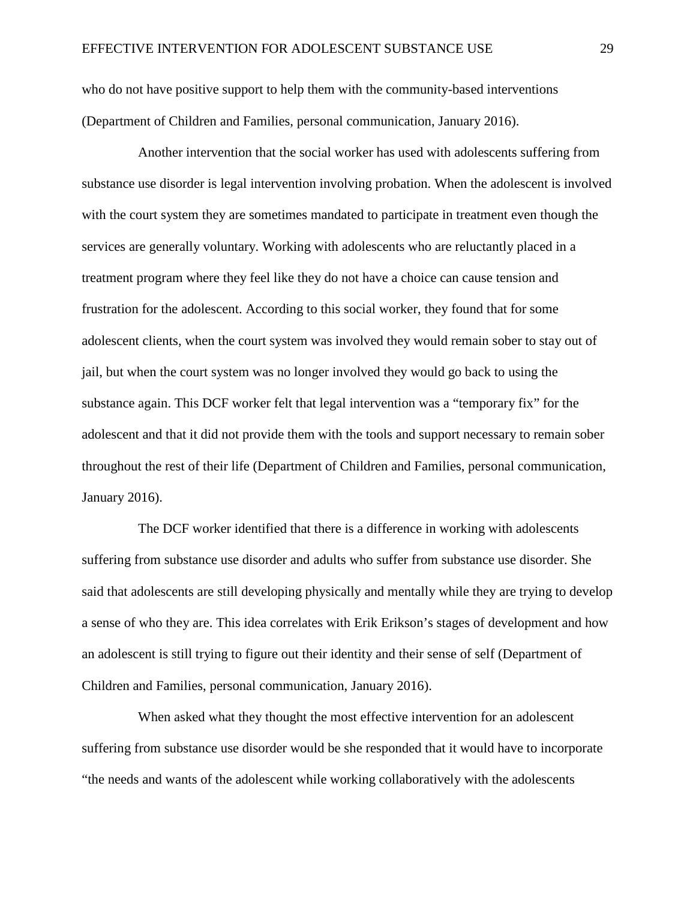who do not have positive support to help them with the community-based interventions (Department of Children and Families, personal communication, January 2016).

Another intervention that the social worker has used with adolescents suffering from substance use disorder is legal intervention involving probation. When the adolescent is involved with the court system they are sometimes mandated to participate in treatment even though the services are generally voluntary. Working with adolescents who are reluctantly placed in a treatment program where they feel like they do not have a choice can cause tension and frustration for the adolescent. According to this social worker, they found that for some adolescent clients, when the court system was involved they would remain sober to stay out of jail, but when the court system was no longer involved they would go back to using the substance again. This DCF worker felt that legal intervention was a "temporary fix" for the adolescent and that it did not provide them with the tools and support necessary to remain sober throughout the rest of their life (Department of Children and Families, personal communication, January 2016).

The DCF worker identified that there is a difference in working with adolescents suffering from substance use disorder and adults who suffer from substance use disorder. She said that adolescents are still developing physically and mentally while they are trying to develop a sense of who they are. This idea correlates with Erik Erikson's stages of development and how an adolescent is still trying to figure out their identity and their sense of self (Department of Children and Families, personal communication, January 2016).

When asked what they thought the most effective intervention for an adolescent suffering from substance use disorder would be she responded that it would have to incorporate "the needs and wants of the adolescent while working collaboratively with the adolescents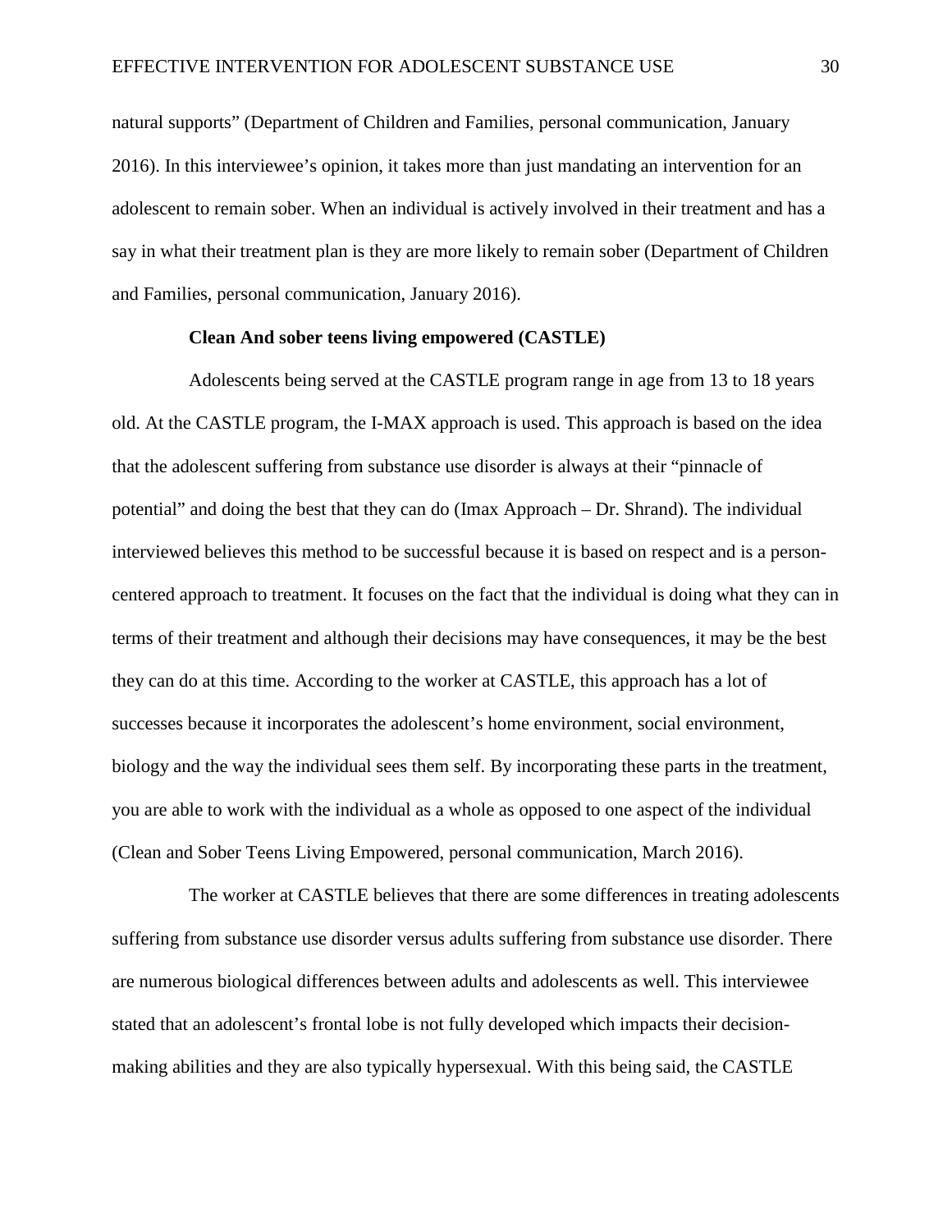natural supports" (Department of Children and Families, personal communication, January 2016). In this interviewee's opinion, it takes more than just mandating an intervention for an adolescent to remain sober. When an individual is actively involved in their treatment and has a say in what their treatment plan is they are more likely to remain sober (Department of Children and Families, personal communication, January 2016).

### Clean And sober teens living empowered (CASTLE)

Adolescents being served at the CASTLE program range in age from 13 to 18 years old. At the CASTLE program, the I-MAX approach is used. This approach is based on the idea that the adolescent suffering from substance use disorder is always at their "pinnacle of potential" and doing the best that they can do (Imax Approach – Dr. Shrand). The individual interviewed believes this method to be successful because it is based on respect and is a person-centered approach to treatment. It focuses on the fact that the individual is doing what they can in terms of their treatment and although their decisions may have consequences, it may be the best they can do at this time. According to the worker at CASTLE, this approach has a lot of successes because it incorporates the adolescent's home environment, social environment, biology and the way the individual sees them self. By incorporating these parts in the treatment, you are able to work with the individual as a whole as opposed to one aspect of the individual (Clean and Sober Teens Living Empowered, personal communication, March 2016).

The worker at CASTLE believes that there are some differences in treating adolescents suffering from substance use disorder versus adults suffering from substance use disorder. There are numerous biological differences between adults and adolescents as well. This interviewee stated that an adolescent's frontal lobe is not fully developed which impacts their decision-making abilities and they are also typically hypersexual. With this being said, the CASTLE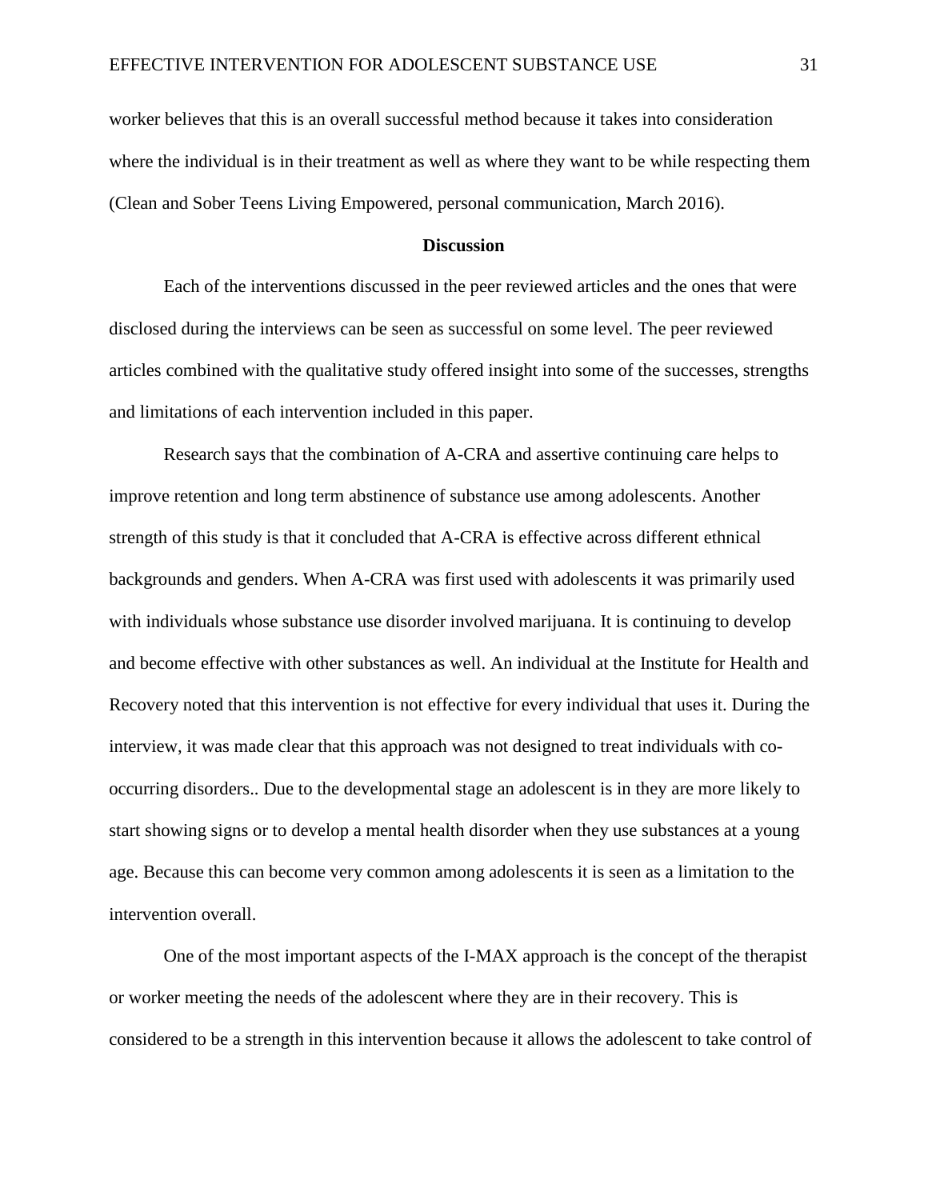worker believes that this is an overall successful method because it takes into consideration where the individual is in their treatment as well as where they want to be while respecting them (Clean and Sober Teens Living Empowered, personal communication, March 2016).

## Discussion

Each of the interventions discussed in the peer reviewed articles and the ones that were disclosed during the interviews can be seen as successful on some level. The peer reviewed articles combined with the qualitative study offered insight into some of the successes, strengths and limitations of each intervention included in this paper.

Research says that the combination of A-CRA and assertive continuing care helps to improve retention and long term abstinence of substance use among adolescents. Another strength of this study is that it concluded that A-CRA is effective across different ethnical backgrounds and genders. When A-CRA was first used with adolescents it was primarily used with individuals whose substance use disorder involved marijuana. It is continuing to develop and become effective with other substances as well. An individual at the Institute for Health and Recovery noted that this intervention is not effective for every individual that uses it. During the interview, it was made clear that this approach was not designed to treat individuals with co-occurring disorders.. Due to the developmental stage an adolescent is in they are more likely to start showing signs or to develop a mental health disorder when they use substances at a young age. Because this can become very common among adolescents it is seen as a limitation to the intervention overall.

One of the most important aspects of the I-MAX approach is the concept of the therapist or worker meeting the needs of the adolescent where they are in their recovery. This is considered to be a strength in this intervention because it allows the adolescent to take control of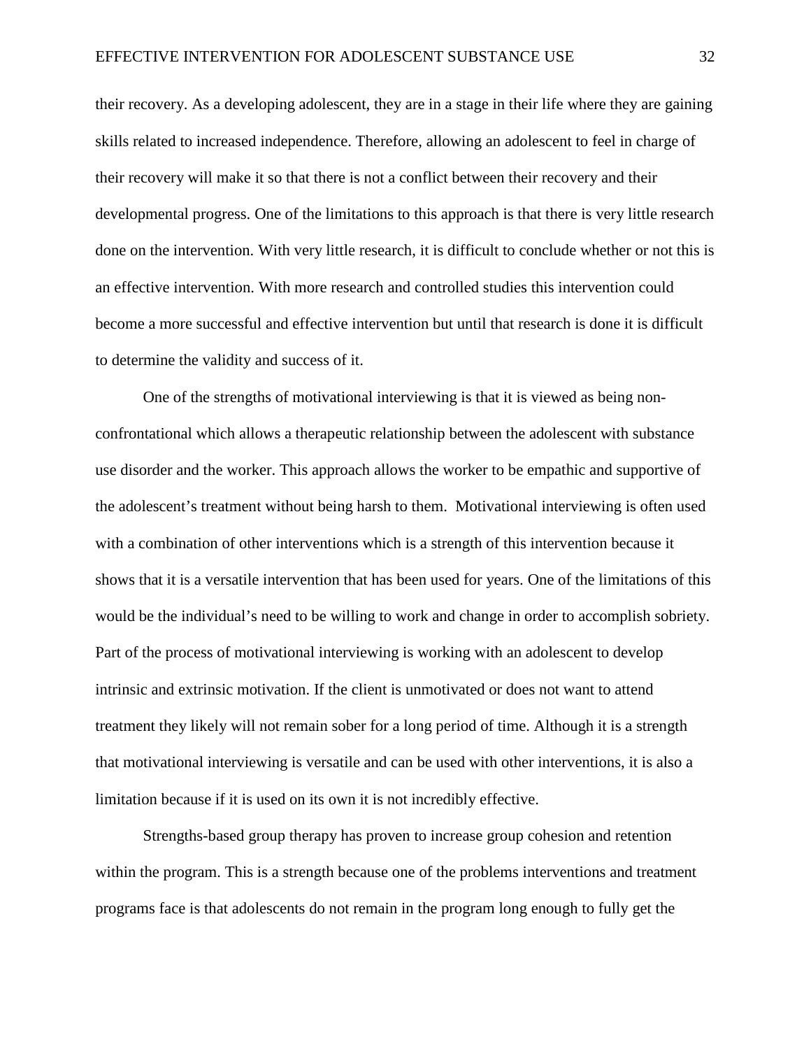their recovery. As a developing adolescent, they are in a stage in their life where they are gaining skills related to increased independence. Therefore, allowing an adolescent to feel in charge of their recovery will make it so that there is not a conflict between their recovery and their developmental progress. One of the limitations to this approach is that there is very little research done on the intervention. With very little research, it is difficult to conclude whether or not this is an effective intervention. With more research and controlled studies this intervention could become a more successful and effective intervention but until that research is done it is difficult to determine the validity and success of it.

One of the strengths of motivational interviewing is that it is viewed as being non-confrontational which allows a therapeutic relationship between the adolescent with substance use disorder and the worker. This approach allows the worker to be empathic and supportive of the adolescent's treatment without being harsh to them. Motivational interviewing is often used with a combination of other interventions which is a strength of this intervention because it shows that it is a versatile intervention that has been used for years. One of the limitations of this would be the individual's need to be willing to work and change in order to accomplish sobriety. Part of the process of motivational interviewing is working with an adolescent to develop intrinsic and extrinsic motivation. If the client is unmotivated or does not want to attend treatment they likely will not remain sober for a long period of time. Although it is a strength that motivational interviewing is versatile and can be used with other interventions, it is also a limitation because if it is used on its own it is not incredibly effective.

Strengths-based group therapy has proven to increase group cohesion and retention within the program. This is a strength because one of the problems interventions and treatment programs face is that adolescents do not remain in the program long enough to fully get the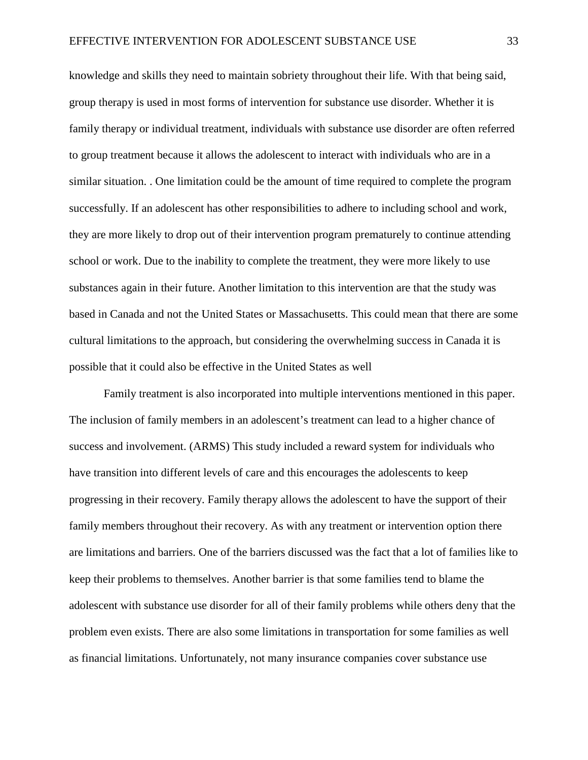knowledge and skills they need to maintain sobriety throughout their life. With that being said, group therapy is used in most forms of intervention for substance use disorder. Whether it is family therapy or individual treatment, individuals with substance use disorder are often referred to group treatment because it allows the adolescent to interact with individuals who are in a similar situation. . One limitation could be the amount of time required to complete the program successfully. If an adolescent has other responsibilities to adhere to including school and work, they are more likely to drop out of their intervention program prematurely to continue attending school or work. Due to the inability to complete the treatment, they were more likely to use substances again in their future. Another limitation to this intervention are that the study was based in Canada and not the United States or Massachusetts. This could mean that there are some cultural limitations to the approach, but considering the overwhelming success in Canada it is possible that it could also be effective in the United States as well

Family treatment is also incorporated into multiple interventions mentioned in this paper. The inclusion of family members in an adolescent's treatment can lead to a higher chance of success and involvement. (ARMS) This study included a reward system for individuals who have transition into different levels of care and this encourages the adolescents to keep progressing in their recovery. Family therapy allows the adolescent to have the support of their family members throughout their recovery. As with any treatment or intervention option there are limitations and barriers. One of the barriers discussed was the fact that a lot of families like to keep their problems to themselves. Another barrier is that some families tend to blame the adolescent with substance use disorder for all of their family problems while others deny that the problem even exists. There are also some limitations in transportation for some families as well as financial limitations. Unfortunately, not many insurance companies cover substance use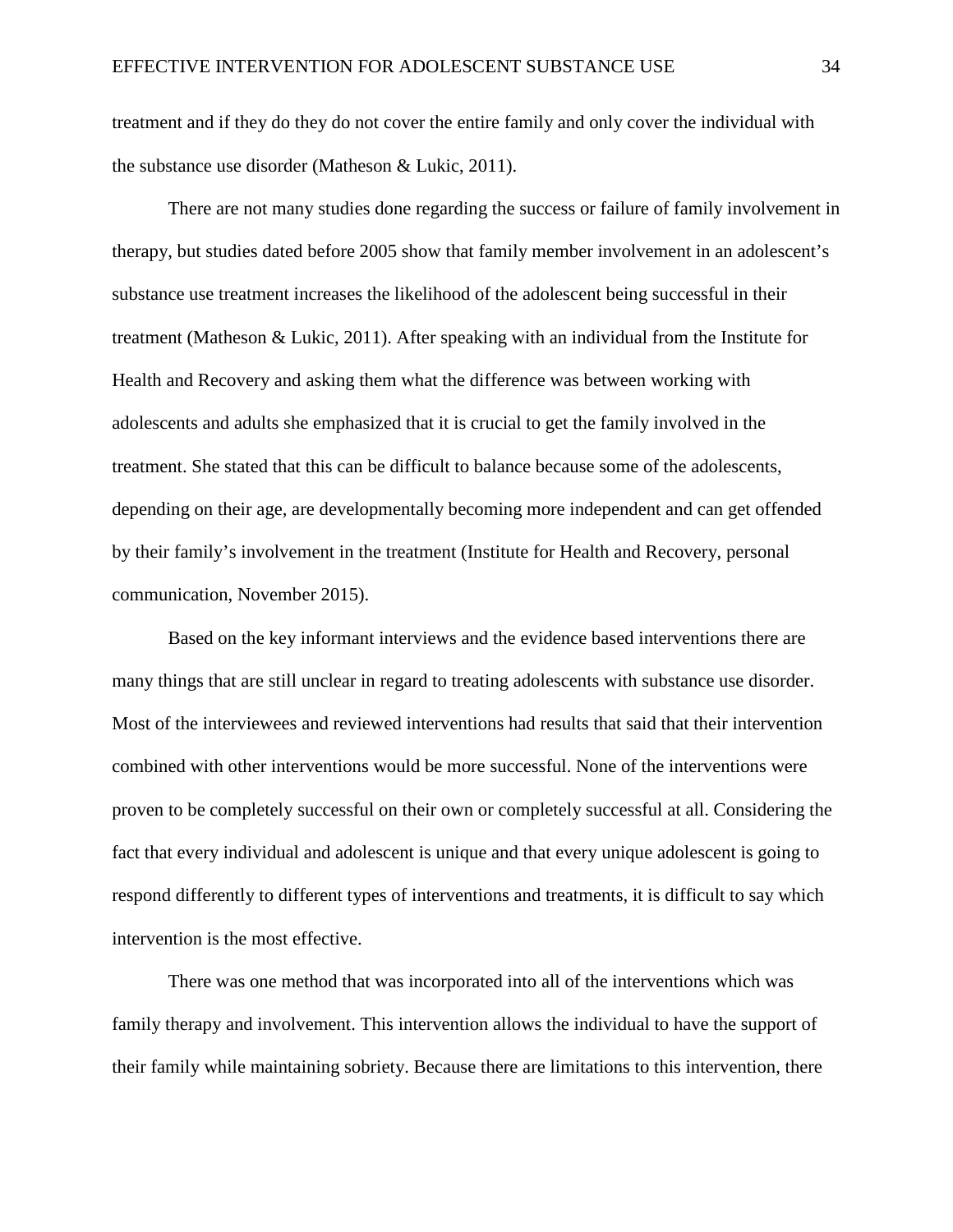treatment and if they do they do not cover the entire family and only cover the individual with the substance use disorder (Matheson & Lukic, 2011).

There are not many studies done regarding the success or failure of family involvement in therapy, but studies dated before 2005 show that family member involvement in an adolescent's substance use treatment increases the likelihood of the adolescent being successful in their treatment (Matheson & Lukic, 2011). After speaking with an individual from the Institute for Health and Recovery and asking them what the difference was between working with adolescents and adults she emphasized that it is crucial to get the family involved in the treatment. She stated that this can be difficult to balance because some of the adolescents, depending on their age, are developmentally becoming more independent and can get offended by their family's involvement in the treatment (Institute for Health and Recovery, personal communication, November 2015).

Based on the key informant interviews and the evidence based interventions there are many things that are still unclear in regard to treating adolescents with substance use disorder. Most of the interviewees and reviewed interventions had results that said that their intervention combined with other interventions would be more successful. None of the interventions were proven to be completely successful on their own or completely successful at all. Considering the fact that every individual and adolescent is unique and that every unique adolescent is going to respond differently to different types of interventions and treatments, it is difficult to say which intervention is the most effective.

There was one method that was incorporated into all of the interventions which was family therapy and involvement. This intervention allows the individual to have the support of their family while maintaining sobriety. Because there are limitations to this intervention, there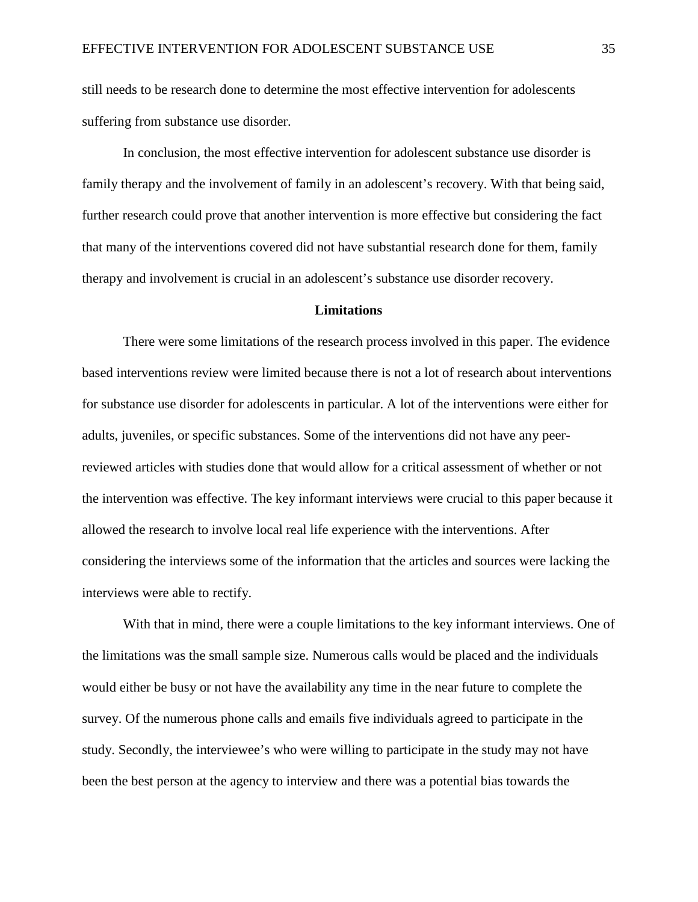still needs to be research done to determine the most effective intervention for adolescents suffering from substance use disorder.

In conclusion, the most effective intervention for adolescent substance use disorder is family therapy and the involvement of family in an adolescent's recovery. With that being said, further research could prove that another intervention is more effective but considering the fact that many of the interventions covered did not have substantial research done for them, family therapy and involvement is crucial in an adolescent's substance use disorder recovery.

## Limitations

There were some limitations of the research process involved in this paper. The evidence based interventions review were limited because there is not a lot of research about interventions for substance use disorder for adolescents in particular. A lot of the interventions were either for adults, juveniles, or specific substances. Some of the interventions did not have any peer-reviewed articles with studies done that would allow for a critical assessment of whether or not the intervention was effective. The key informant interviews were crucial to this paper because it allowed the research to involve local real life experience with the interventions. After considering the interviews some of the information that the articles and sources were lacking the interviews were able to rectify.

With that in mind, there were a couple limitations to the key informant interviews. One of the limitations was the small sample size. Numerous calls would be placed and the individuals would either be busy or not have the availability any time in the near future to complete the survey. Of the numerous phone calls and emails five individuals agreed to participate in the study. Secondly, the interviewee's who were willing to participate in the study may not have been the best person at the agency to interview and there was a potential bias towards the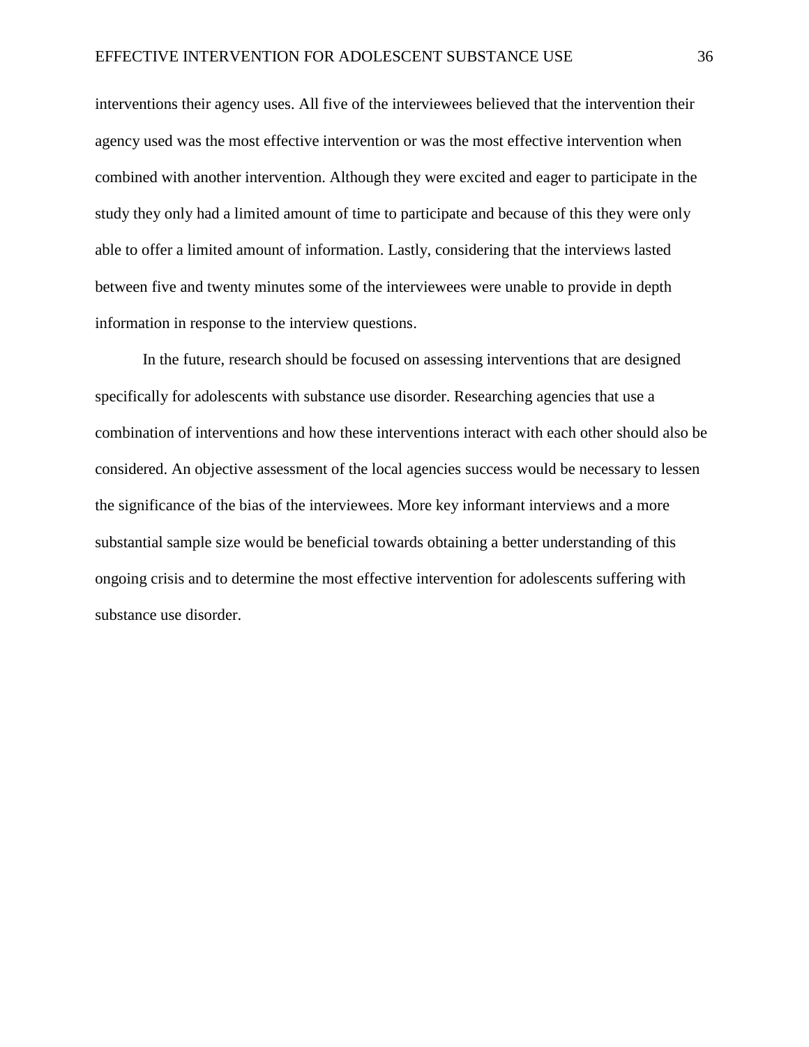interventions their agency uses. All five of the interviewees believed that the intervention their agency used was the most effective intervention or was the most effective intervention when combined with another intervention. Although they were excited and eager to participate in the study they only had a limited amount of time to participate and because of this they were only able to offer a limited amount of information. Lastly, considering that the interviews lasted between five and twenty minutes some of the interviewees were unable to provide in depth information in response to the interview questions.

In the future, research should be focused on assessing interventions that are designed specifically for adolescents with substance use disorder. Researching agencies that use a combination of interventions and how these interventions interact with each other should also be considered. An objective assessment of the local agencies success would be necessary to lessen the significance of the bias of the interviewees. More key informant interviews and a more substantial sample size would be beneficial towards obtaining a better understanding of this ongoing crisis and to determine the most effective intervention for adolescents suffering with substance use disorder.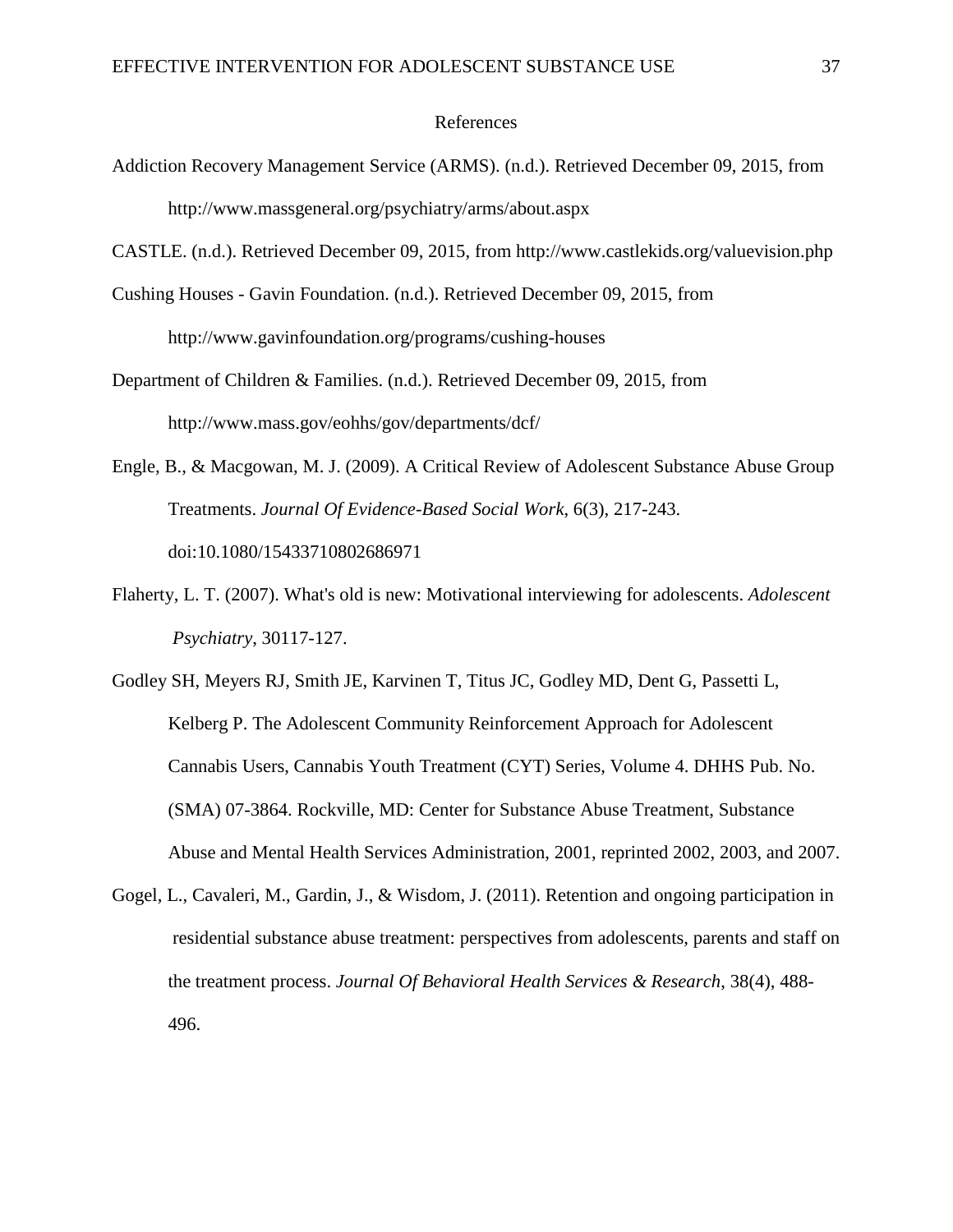# References

Addiction Recovery Management Service (ARMS). (n.d.). Retrieved December 09, 2015, from http://www.massgeneral.org/psychiatry/arms/about.aspx

CASTLE. (n.d.). Retrieved December 09, 2015, from http://www.castlekids.org/valuevision.php

Cushing Houses - Gavin Foundation. (n.d.). Retrieved December 09, 2015, from http://www.gavinfoundation.org/programs/cushing-houses

Department of Children & Families. (n.d.). Retrieved December 09, 2015, from http://www.mass.gov/eohhs/gov/departments/dcf/

Engle, B., & Macgowan, M. J. (2009). A Critical Review of Adolescent Substance Abuse Group Treatments. *Journal Of Evidence-Based Social Work*, 6(3), 217-243. doi:10.1080/15433710802686971

Flaherty, L. T. (2007). What's old is new: Motivational interviewing for adolescents. *Adolescent Psychiatry*, 30117-127.

Godley SH, Meyers RJ, Smith JE, Karvinen T, Titus JC, Godley MD, Dent G, Passetti L, Kelberg P. The Adolescent Community Reinforcement Approach for Adolescent Cannabis Users, Cannabis Youth Treatment (CYT) Series, Volume 4. DHHS Pub. No. (SMA) 07-3864. Rockville, MD: Center for Substance Abuse Treatment, Substance Abuse and Mental Health Services Administration, 2001, reprinted 2002, 2003, and 2007.

Gogel, L., Cavaleri, M., Gardin, J., & Wisdom, J. (2011). Retention and ongoing participation in residential substance abuse treatment: perspectives from adolescents, parents and staff on the treatment process. *Journal Of Behavioral Health Services & Research*, 38(4), 488-496.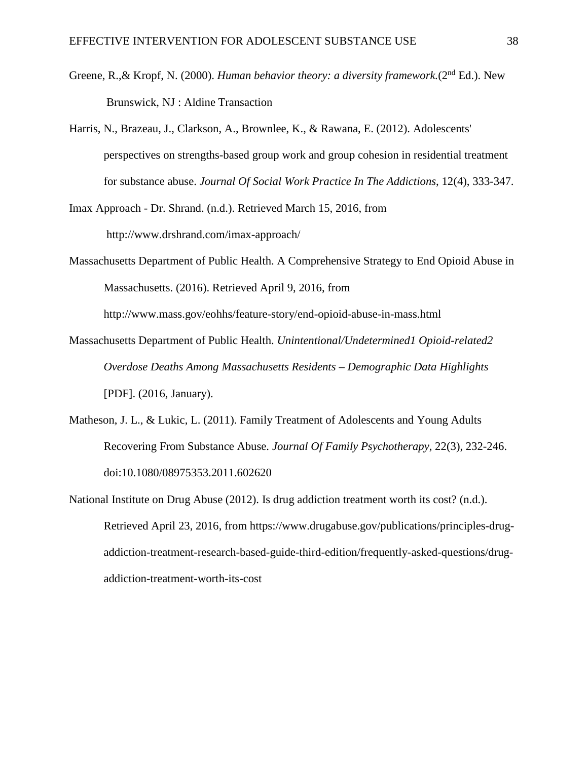Greene, R.,& Kropf, N. (2000). *Human behavior theory: a diversity framework.*(2nd Ed.). New Brunswick, NJ : Aldine Transaction

Harris, N., Brazeau, J., Clarkson, A., Brownlee, K., & Rawana, E. (2012). Adolescents' perspectives on strengths-based group work and group cohesion in residential treatment for substance abuse. *Journal Of Social Work Practice In The Addictions*, 12(4), 333-347.

Imax Approach - Dr. Shrand. (n.d.). Retrieved March 15, 2016, from http://www.drshrand.com/imax-approach/

Massachusetts Department of Public Health. A Comprehensive Strategy to End Opioid Abuse in Massachusetts. (2016). Retrieved April 9, 2016, from http://www.mass.gov/eohhs/feature-story/end-opioid-abuse-in-mass.html

Massachusetts Department of Public Health. *Unintentional/Undetermined1 Opioid-related2 Overdose Deaths Among Massachusetts Residents – Demographic Data Highlights* [PDF]. (2016, January).

Matheson, J. L., & Lukic, L. (2011). Family Treatment of Adolescents and Young Adults Recovering From Substance Abuse. *Journal Of Family Psychotherapy*, 22(3), 232-246. doi:10.1080/08975353.2011.602620

National Institute on Drug Abuse (2012). Is drug addiction treatment worth its cost? (n.d.). Retrieved April 23, 2016, from https://www.drugabuse.gov/publications/principles-drug-addiction-treatment-research-based-guide-third-edition/frequently-asked-questions/drug-addiction-treatment-worth-its-cost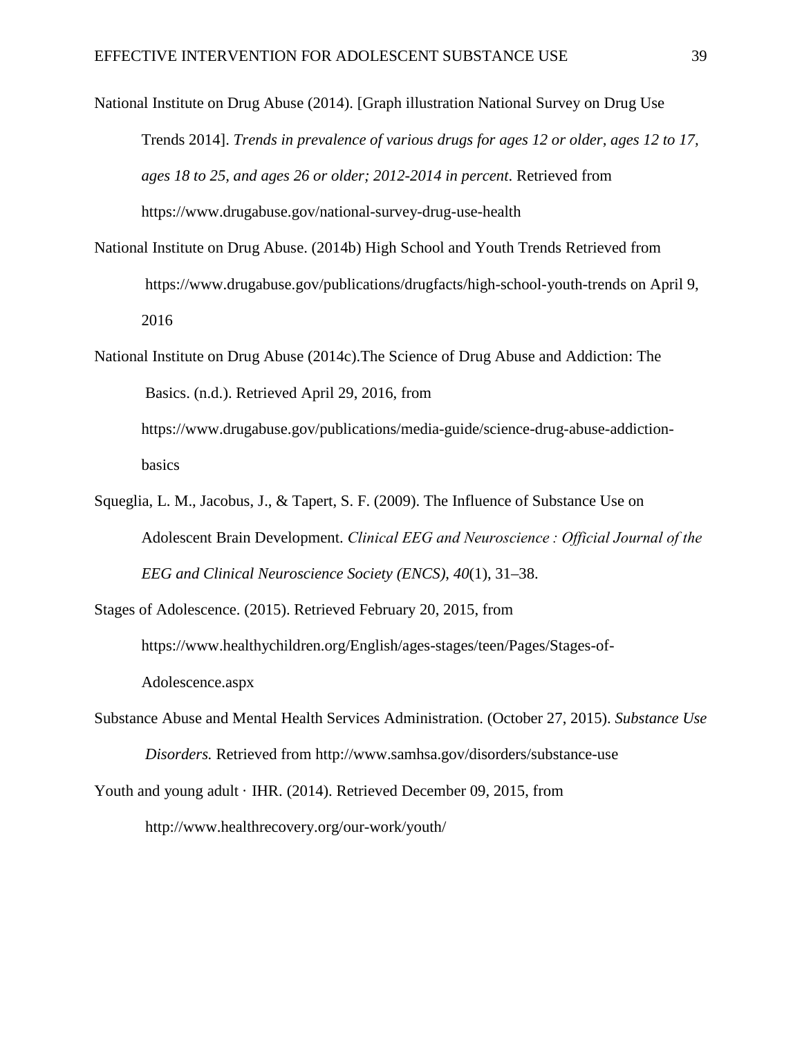National Institute on Drug Abuse (2014). [Graph illustration National Survey on Drug Use Trends 2014]. *Trends in prevalence of various drugs for ages 12 or older, ages 12 to 17, ages 18 to 25, and ages 26 or older; 2012-2014 in percent*. Retrieved from https://www.drugabuse.gov/national-survey-drug-use-health

National Institute on Drug Abuse. (2014b) High School and Youth Trends Retrieved from https://www.drugabuse.gov/publications/drugfacts/high-school-youth-trends on April 9, 2016

National Institute on Drug Abuse (2014c).The Science of Drug Abuse and Addiction: The Basics. (n.d.). Retrieved April 29, 2016, from https://www.drugabuse.gov/publications/media-guide/science-drug-abuse-addiction-basics

Squeglia, L. M., Jacobus, J., & Tapert, S. F. (2009). The Influence of Substance Use on Adolescent Brain Development. *Clinical EEG and Neuroscience : Official Journal of the EEG and Clinical Neuroscience Society (ENCS)*, *40*(1), 31–38.

Stages of Adolescence. (2015). Retrieved February 20, 2015, from https://www.healthychildren.org/English/ages-stages/teen/Pages/Stages-of-Adolescence.aspx

Substance Abuse and Mental Health Services Administration. (October 27, 2015). *Substance Use Disorders.* Retrieved from http://www.samhsa.gov/disorders/substance-use

Youth and young adult · IHR. (2014). Retrieved December 09, 2015, from http://www.healthrecovery.org/our-work/youth/